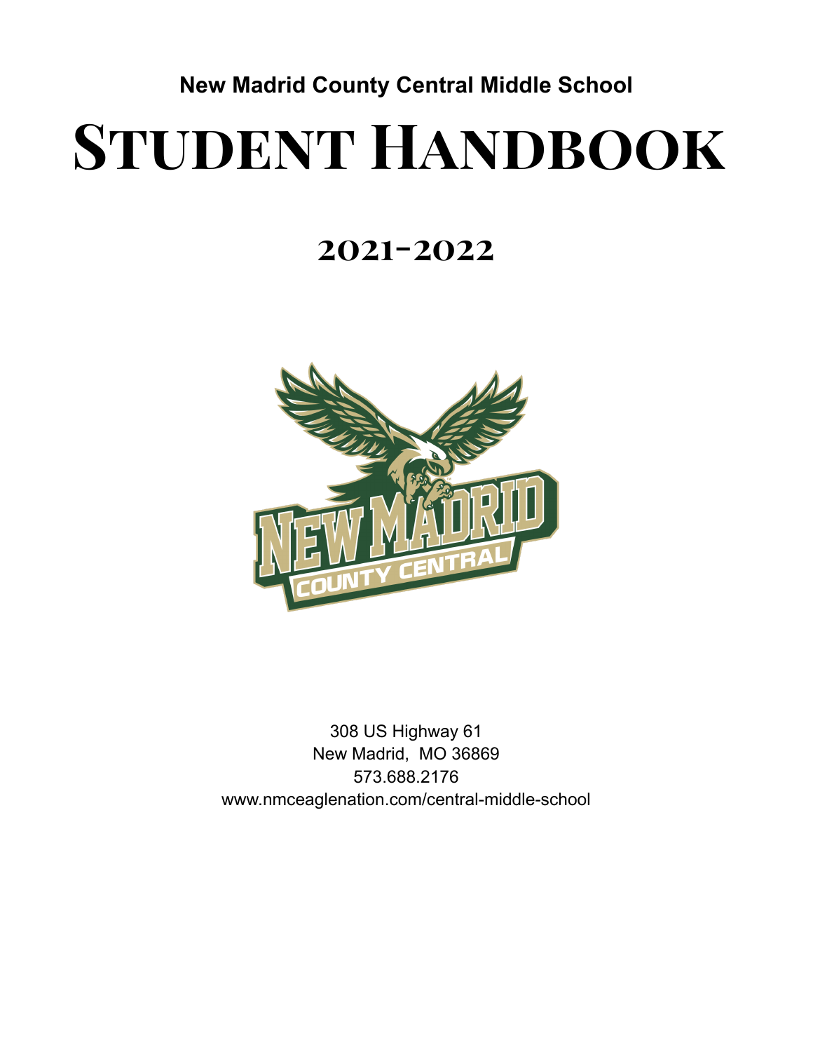**New Madrid County Central Middle School**

# Student Handbook

## 2021-2022

308 US Highway 61
New Madrid, MO 36869
573.688.2176
www.nmceaglenation.com/central-middle-school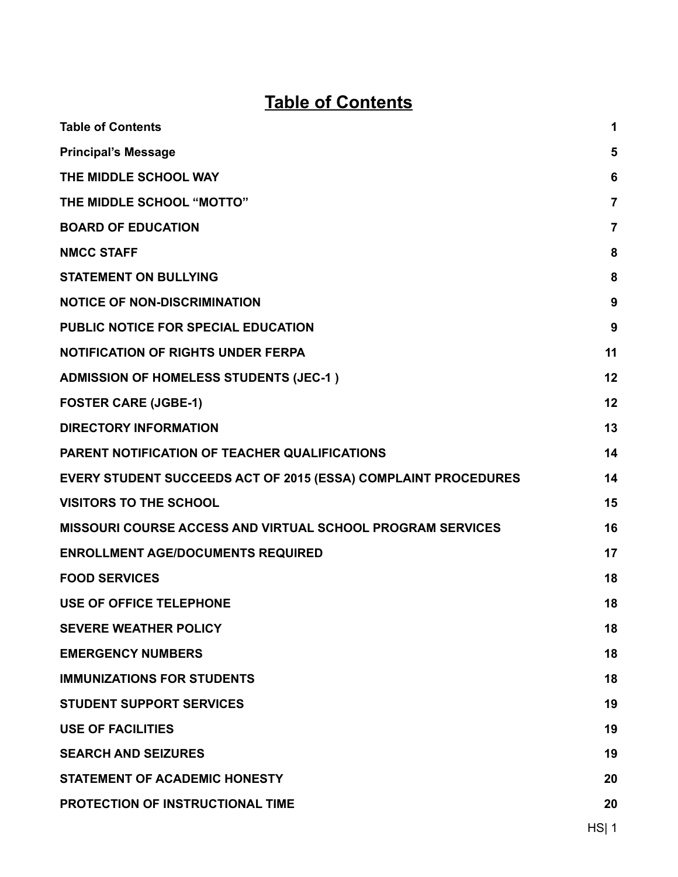# Table of Contents

| | |
|---|---|
| **Table of Contents** | **1** |
| **Principal's Message** | **5** |
| **THE MIDDLE SCHOOL WAY** | **6** |
| **THE MIDDLE SCHOOL "MOTTO"** | **7** |
| **BOARD OF EDUCATION** | **7** |
| **NMCC STAFF** | **8** |
| **STATEMENT ON BULLYING** | **8** |
| **NOTICE OF NON-DISCRIMINATION** | **9** |
| **PUBLIC NOTICE FOR SPECIAL EDUCATION** | **9** |
| **NOTIFICATION OF RIGHTS UNDER FERPA** | **11** |
| **ADMISSION OF HOMELESS STUDENTS (JEC-1 )** | **12** |
| **FOSTER CARE (JGBE-1)** | **12** |
| **DIRECTORY INFORMATION** | **13** |
| **PARENT NOTIFICATION OF TEACHER QUALIFICATIONS** | **14** |
| **EVERY STUDENT SUCCEEDS ACT OF 2015 (ESSA) COMPLAINT PROCEDURES** | **14** |
| **VISITORS TO THE SCHOOL** | **15** |
| **MISSOURI COURSE ACCESS AND VIRTUAL SCHOOL PROGRAM SERVICES** | **16** |
| **ENROLLMENT AGE/DOCUMENTS REQUIRED** | **17** |
| **FOOD SERVICES** | **18** |
| **USE OF OFFICE TELEPHONE** | **18** |
| **SEVERE WEATHER POLICY** | **18** |
| **EMERGENCY NUMBERS** | **18** |
| **IMMUNIZATIONS FOR STUDENTS** | **18** |
| **STUDENT SUPPORT SERVICES** | **19** |
| **USE OF FACILITIES** | **19** |
| **SEARCH AND SEIZURES** | **19** |
| **STATEMENT OF ACADEMIC HONESTY** | **20** |
| **PROTECTION OF INSTRUCTIONAL TIME** | **20** |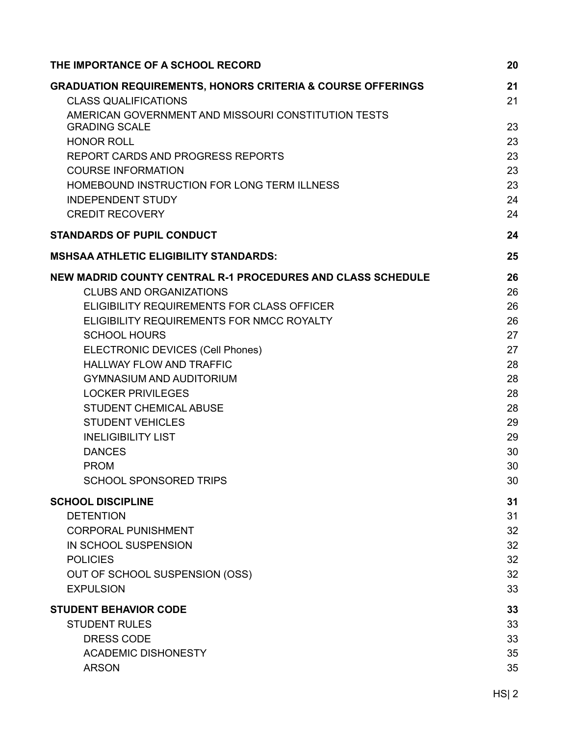| | |
|---|---|
| **THE IMPORTANCE OF A SCHOOL RECORD** | **20** |
| **GRADUATION REQUIREMENTS, HONORS CRITERIA & COURSE OFFERINGS** | **21** |
| CLASS QUALIFICATIONS | 21 |
| AMERICAN GOVERNMENT AND MISSOURI CONSTITUTION TESTS GRADING SCALE | 23 |
| HONOR ROLL | 23 |
| REPORT CARDS AND PROGRESS REPORTS | 23 |
| COURSE INFORMATION | 23 |
| HOMEBOUND INSTRUCTION FOR LONG TERM ILLNESS | 23 |
| INDEPENDENT STUDY | 24 |
| CREDIT RECOVERY | 24 |
| **STANDARDS OF PUPIL CONDUCT** | **24** |
| **MSHSAA ATHLETIC ELIGIBILITY STANDARDS:** | **25** |
| **NEW MADRID COUNTY CENTRAL R-1 PROCEDURES AND CLASS SCHEDULE** | **26** |
| CLUBS AND ORGANIZATIONS | 26 |
| ELIGIBILITY REQUIREMENTS FOR CLASS OFFICER | 26 |
| ELIGIBILITY REQUIREMENTS FOR NMCC ROYALTY | 26 |
| SCHOOL HOURS | 27 |
| ELECTRONIC DEVICES (Cell Phones) | 27 |
| HALLWAY FLOW AND TRAFFIC | 28 |
| GYMNASIUM AND AUDITORIUM | 28 |
| LOCKER PRIVILEGES | 28 |
| STUDENT CHEMICAL ABUSE | 28 |
| STUDENT VEHICLES | 29 |
| INELIGIBILITY LIST | 29 |
| DANCES | 30 |
| PROM | 30 |
| SCHOOL SPONSORED TRIPS | 30 |
| **SCHOOL DISCIPLINE** | **31** |
| DETENTION | 31 |
| CORPORAL PUNISHMENT | 32 |
| IN SCHOOL SUSPENSION | 32 |
| POLICIES | 32 |
| OUT OF SCHOOL SUSPENSION (OSS) | 32 |
| EXPULSION | 33 |
| **STUDENT BEHAVIOR CODE** | **33** |
| STUDENT RULES | 33 |
| DRESS CODE | 33 |
| ACADEMIC DISHONESTY | 35 |
| ARSON | 35 |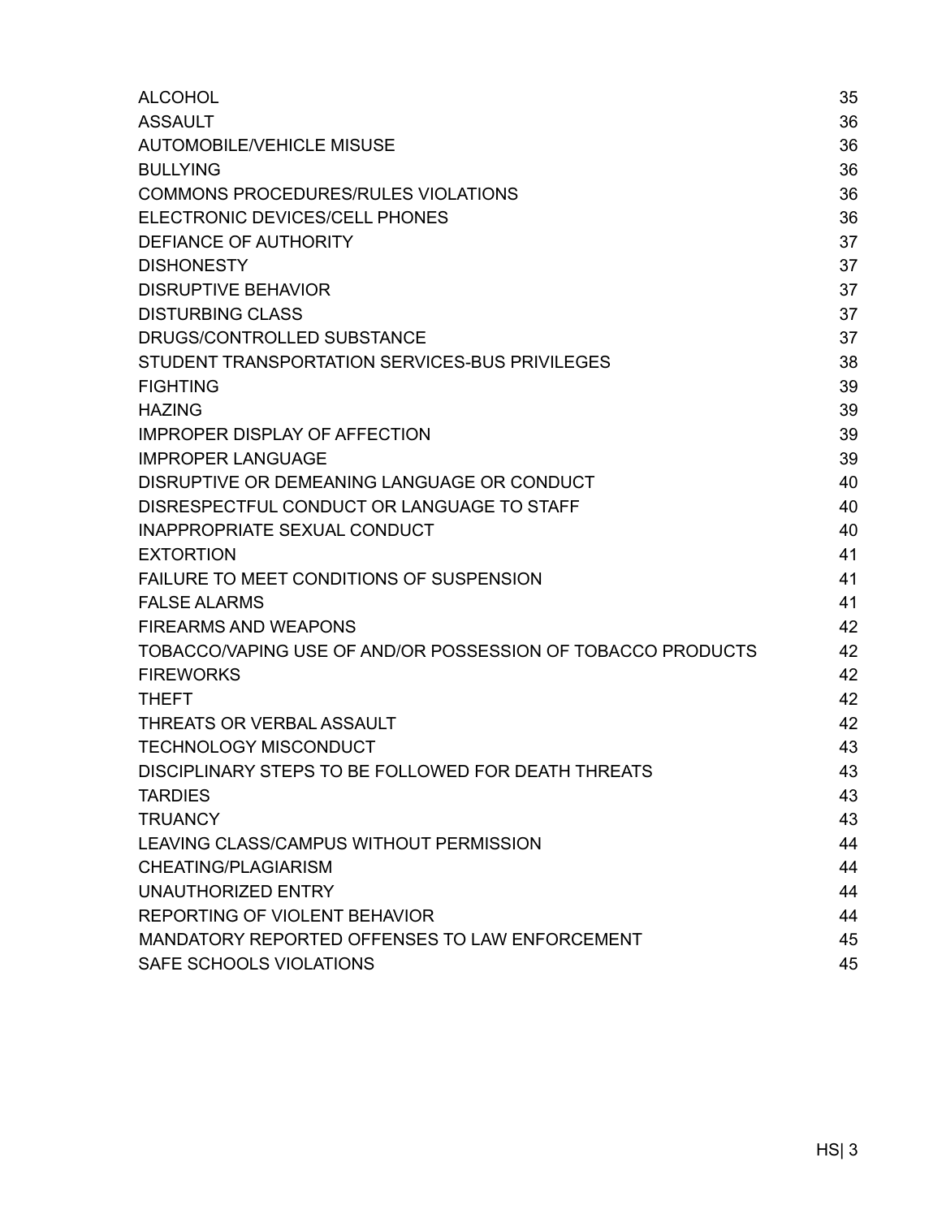| | |
|---|---|
| ALCOHOL | 35 |
| ASSAULT | 36 |
| AUTOMOBILE/VEHICLE MISUSE | 36 |
| BULLYING | 36 |
| COMMONS PROCEDURES/RULES VIOLATIONS | 36 |
| ELECTRONIC DEVICES/CELL PHONES | 36 |
| DEFIANCE OF AUTHORITY | 37 |
| DISHONESTY | 37 |
| DISRUPTIVE BEHAVIOR | 37 |
| DISTURBING CLASS | 37 |
| DRUGS/CONTROLLED SUBSTANCE | 37 |
| STUDENT TRANSPORTATION SERVICES-BUS PRIVILEGES | 38 |
| FIGHTING | 39 |
| HAZING | 39 |
| IMPROPER DISPLAY OF AFFECTION | 39 |
| IMPROPER LANGUAGE | 39 |
| DISRUPTIVE OR DEMEANING LANGUAGE OR CONDUCT | 40 |
| DISRESPECTFUL CONDUCT OR LANGUAGE TO STAFF | 40 |
| INAPPROPRIATE SEXUAL CONDUCT | 40 |
| EXTORTION | 41 |
| FAILURE TO MEET CONDITIONS OF SUSPENSION | 41 |
| FALSE ALARMS | 41 |
| FIREARMS AND WEAPONS | 42 |
| TOBACCO/VAPING USE OF AND/OR POSSESSION OF TOBACCO PRODUCTS | 42 |
| FIREWORKS | 42 |
| THEFT | 42 |
| THREATS OR VERBAL ASSAULT | 42 |
| TECHNOLOGY MISCONDUCT | 43 |
| DISCIPLINARY STEPS TO BE FOLLOWED FOR DEATH THREATS | 43 |
| TARDIES | 43 |
| TRUANCY | 43 |
| LEAVING CLASS/CAMPUS WITHOUT PERMISSION | 44 |
| CHEATING/PLAGIARISM | 44 |
| UNAUTHORIZED ENTRY | 44 |
| REPORTING OF VIOLENT BEHAVIOR | 44 |
| MANDATORY REPORTED OFFENSES TO LAW ENFORCEMENT | 45 |
| SAFE SCHOOLS VIOLATIONS | 45 |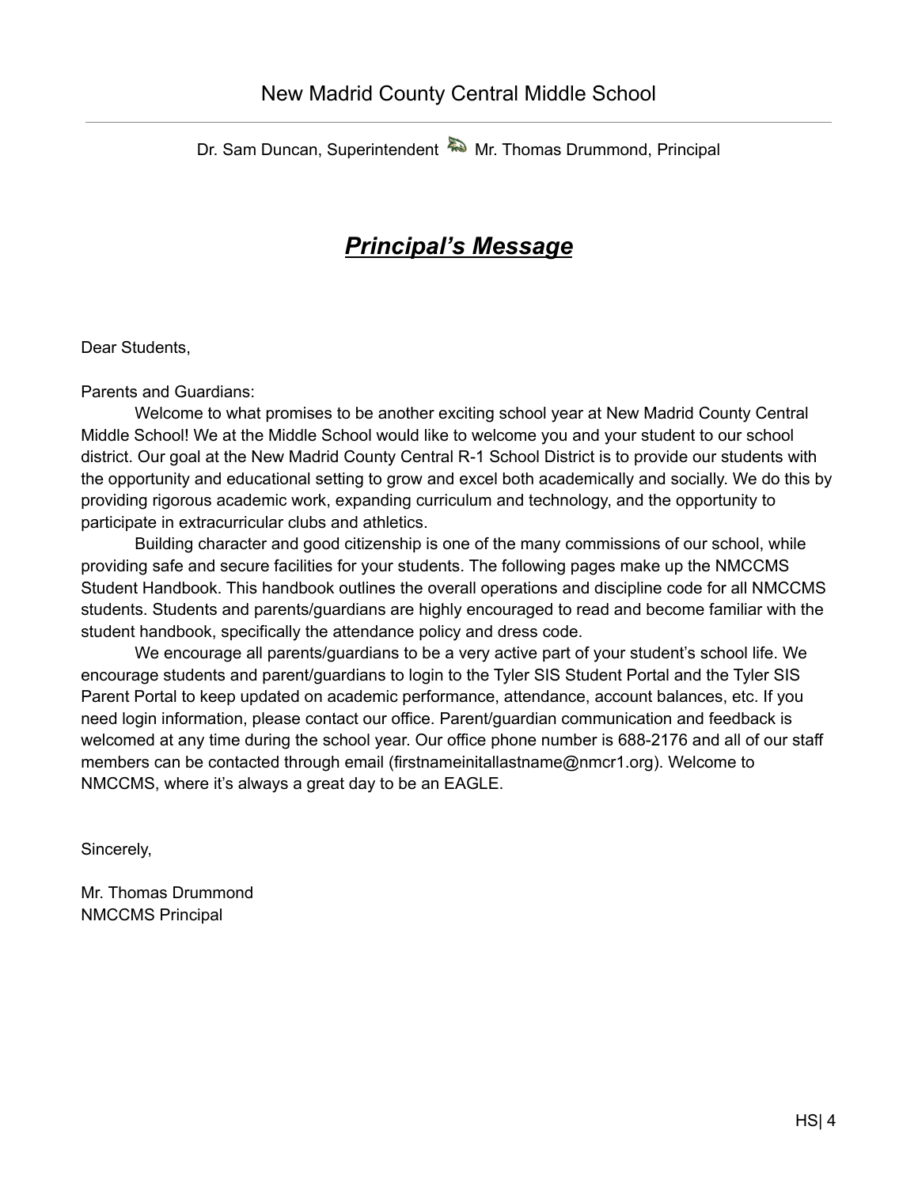New Madrid County Central Middle School

Dr. Sam Duncan, Superintendent Mr. Thomas Drummond, Principal

# ***Principal's Message***

Dear Students,

Parents and Guardians:

Welcome to what promises to be another exciting school year at New Madrid County Central Middle School! We at the Middle School would like to welcome you and your student to our school district. Our goal at the New Madrid County Central R-1 School District is to provide our students with the opportunity and educational setting to grow and excel both academically and socially. We do this by providing rigorous academic work, expanding curriculum and technology, and the opportunity to participate in extracurricular clubs and athletics.

Building character and good citizenship is one of the many commissions of our school, while providing safe and secure facilities for your students. The following pages make up the NMCCMS Student Handbook. This handbook outlines the overall operations and discipline code for all NMCCMS students. Students and parents/guardians are highly encouraged to read and become familiar with the student handbook, specifically the attendance policy and dress code.

We encourage all parents/guardians to be a very active part of your student's school life. We encourage students and parent/guardians to login to the Tyler SIS Student Portal and the Tyler SIS Parent Portal to keep updated on academic performance, attendance, account balances, etc. If you need login information, please contact our office. Parent/guardian communication and feedback is welcomed at any time during the school year. Our office phone number is 688-2176 and all of our staff members can be contacted through email (firstnameinitallastname@nmcr1.org). Welcome to NMCCMS, where it's always a great day to be an EAGLE.

Sincerely,

Mr. Thomas Drummond
NMCCMS Principal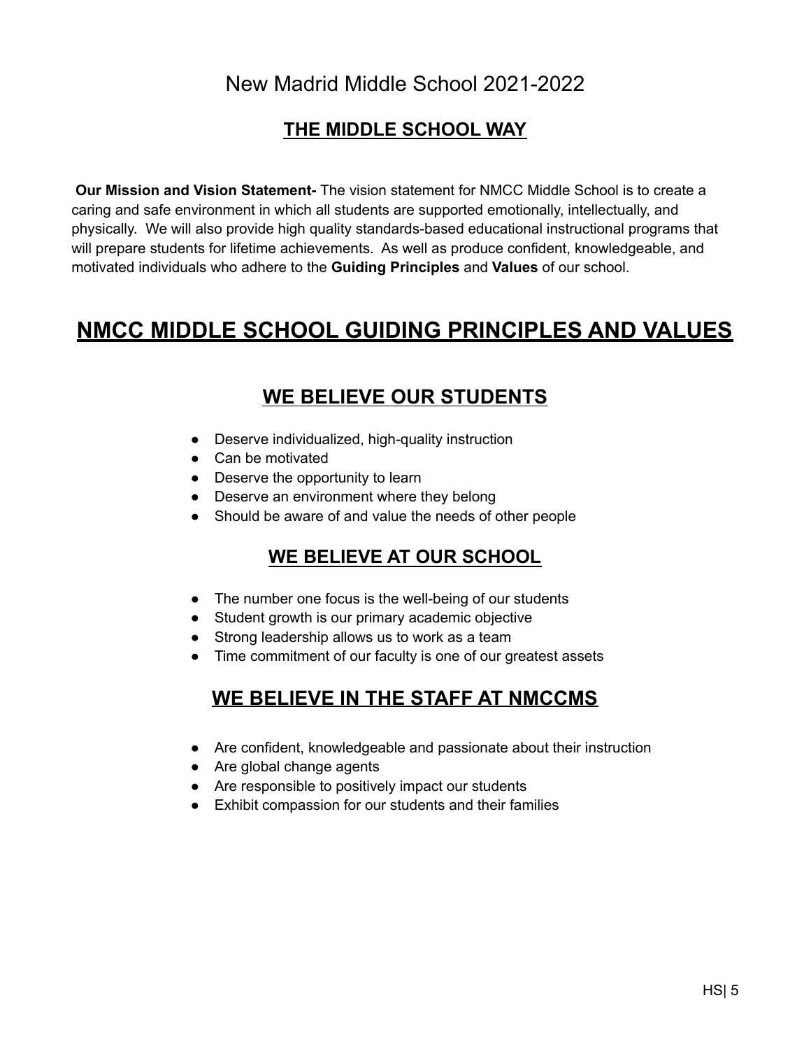# New Madrid Middle School 2021-2022

## THE MIDDLE SCHOOL WAY

**Our Mission and Vision Statement-** The vision statement for NMCC Middle School is to create a caring and safe environment in which all students are supported emotionally, intellectually, and physically. We will also provide high quality standards-based educational instructional programs that will prepare students for lifetime achievements. As well as produce confident, knowledgeable, and motivated individuals who adhere to the **Guiding Principles** and **Values** of our school.

# NMCC MIDDLE SCHOOL GUIDING PRINCIPLES AND VALUES

## WE BELIEVE OUR STUDENTS

- Deserve individualized, high-quality instruction
- Can be motivated
- Deserve the opportunity to learn
- Deserve an environment where they belong
- Should be aware of and value the needs of other people

## WE BELIEVE AT OUR SCHOOL

- The number one focus is the well-being of our students
- Student growth is our primary academic objective
- Strong leadership allows us to work as a team
- Time commitment of our faculty is one of our greatest assets

## WE BELIEVE IN THE STAFF AT NMCCMS

- Are confident, knowledgeable and passionate about their instruction
- Are global change agents
- Are responsible to positively impact our students
- Exhibit compassion for our students and their families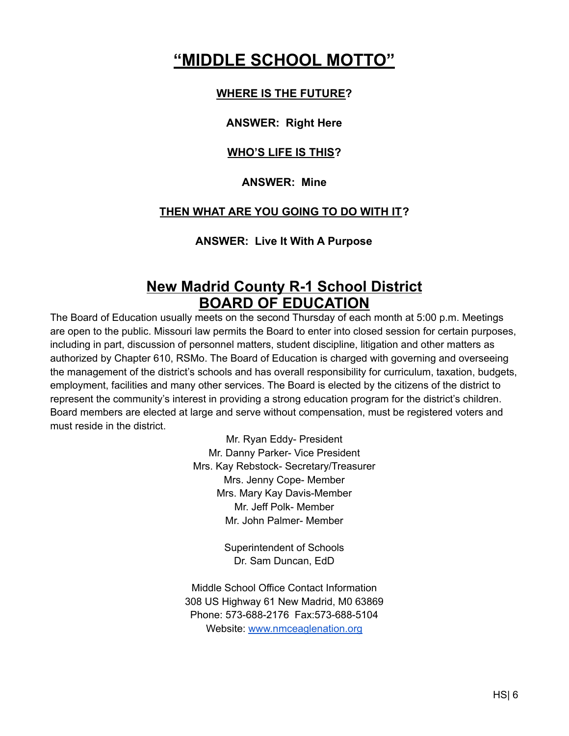# "MIDDLE SCHOOL MOTTO"

**WHERE IS THE FUTURE?**

**ANSWER: Right Here**

**WHO'S LIFE IS THIS?**

**ANSWER: Mine**

**THEN WHAT ARE YOU GOING TO DO WITH IT?**

**ANSWER: Live It With A Purpose**

## New Madrid County R-1 School District BOARD OF EDUCATION

The Board of Education usually meets on the second Thursday of each month at 5:00 p.m. Meetings are open to the public. Missouri law permits the Board to enter into closed session for certain purposes, including in part, discussion of personnel matters, student discipline, litigation and other matters as authorized by Chapter 610, RSMo. The Board of Education is charged with governing and overseeing the management of the district's schools and has overall responsibility for curriculum, taxation, budgets, employment, facilities and many other services. The Board is elected by the citizens of the district to represent the community's interest in providing a strong education program for the district's children. Board members are elected at large and serve without compensation, must be registered voters and must reside in the district.

Mr. Ryan Eddy- President
Mr. Danny Parker- Vice President
Mrs. Kay Rebstock- Secretary/Treasurer
Mrs. Jenny Cope- Member
Mrs. Mary Kay Davis-Member
Mr. Jeff Polk- Member
Mr. John Palmer- Member

Superintendent of Schools
Dr. Sam Duncan, EdD

Middle School Office Contact Information
308 US Highway 61 New Madrid, M0 63869
Phone: 573-688-2176 Fax:573-688-5104
Website: www.nmceaglenation.org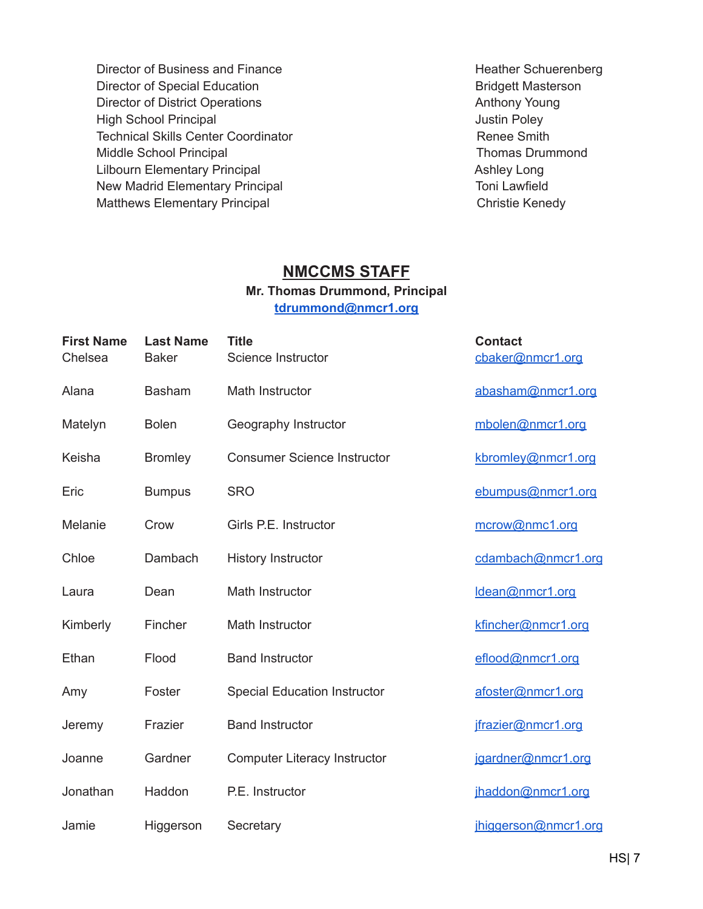| | |
|---|---|
| Director of Business and Finance | Heather Schuerenberg |
| Director of Special Education | Bridgett Masterson |
| Director of District Operations | Anthony Young |
| High School Principal | Justin Poley |
| Technical Skills Center Coordinator | Renee Smith |
| Middle School Principal | Thomas Drummond |
| Lilbourn Elementary Principal | Ashley Long |
| New Madrid Elementary Principal | Toni Lawfield |
| Matthews Elementary Principal | Christie Kenedy |

## NMCCMS STAFF

**Mr. Thomas Drummond, Principal**

**tdrummond@nmcr1.org**

| First Name | Last Name | Title | Contact |
|---|---|---|---|
| Chelsea | Baker | Science Instructor | cbaker@nmcr1.org |
| Alana | Basham | Math Instructor | abasham@nmcr1.org |
| Matelyn | Bolen | Geography Instructor | mbolen@nmcr1.org |
| Keisha | Bromley | Consumer Science Instructor | kbromley@nmcr1.org |
| Eric | Bumpus | SRO | ebumpus@nmcr1.org |
| Melanie | Crow | Girls P.E. Instructor | mcrow@nmc1.org |
| Chloe | Dambach | History Instructor | cdambach@nmcr1.org |
| Laura | Dean | Math Instructor | ldean@nmcr1.org |
| Kimberly | Fincher | Math Instructor | kfincher@nmcr1.org |
| Ethan | Flood | Band Instructor | eflood@nmcr1.org |
| Amy | Foster | Special Education Instructor | afoster@nmcr1.org |
| Jeremy | Frazier | Band Instructor | jfrazier@nmcr1.org |
| Joanne | Gardner | Computer Literacy Instructor | jgardner@nmcr1.org |
| Jonathan | Haddon | P.E. Instructor | jhaddon@nmcr1.org |
| Jamie | Higgerson | Secretary | jhiggerson@nmcr1.org |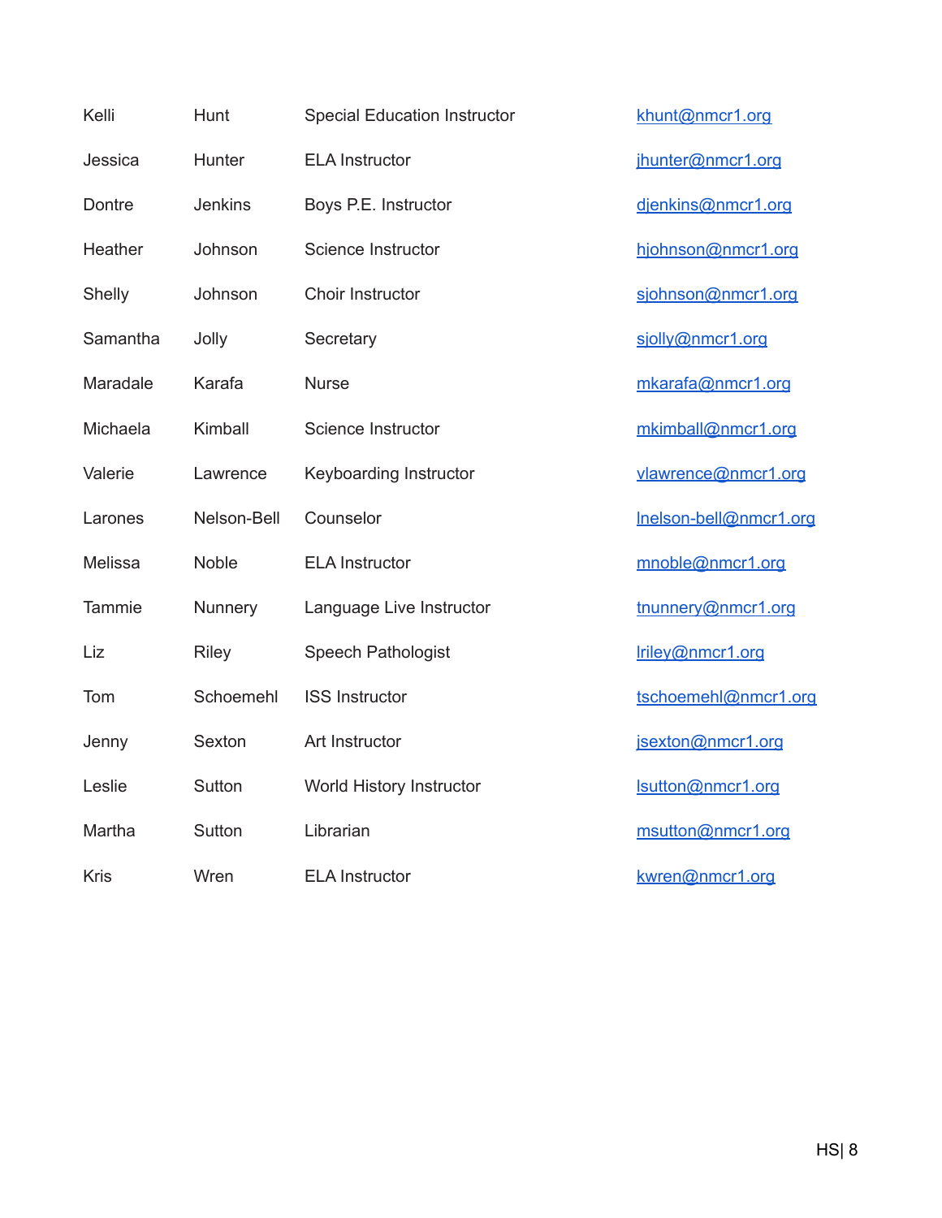| | | | |
|---|---|---|---|
| Kelli | Hunt | Special Education Instructor | khunt@nmcr1.org |
| Jessica | Hunter | ELA Instructor | jhunter@nmcr1.org |
| Dontre | Jenkins | Boys P.E. Instructor | djenkins@nmcr1.org |
| Heather | Johnson | Science Instructor | hjohnson@nmcr1.org |
| Shelly | Johnson | Choir Instructor | sjohnson@nmcr1.org |
| Samantha | Jolly | Secretary | sjolly@nmcr1.org |
| Maradale | Karafa | Nurse | mkarafa@nmcr1.org |
| Michaela | Kimball | Science Instructor | mkimball@nmcr1.org |
| Valerie | Lawrence | Keyboarding Instructor | vlawrence@nmcr1.org |
| Larones | Nelson-Bell | Counselor | lnelson-bell@nmcr1.org |
| Melissa | Noble | ELA Instructor | mnoble@nmcr1.org |
| Tammie | Nunnery | Language Live Instructor | tnunnery@nmcr1.org |
| Liz | Riley | Speech Pathologist | lriley@nmcr1.org |
| Tom | Schoemehl | ISS Instructor | tschoemehl@nmcr1.org |
| Jenny | Sexton | Art Instructor | jsexton@nmcr1.org |
| Leslie | Sutton | World History Instructor | lsutton@nmcr1.org |
| Martha | Sutton | Librarian | msutton@nmcr1.org |
| Kris | Wren | ELA Instructor | kwren@nmcr1.org |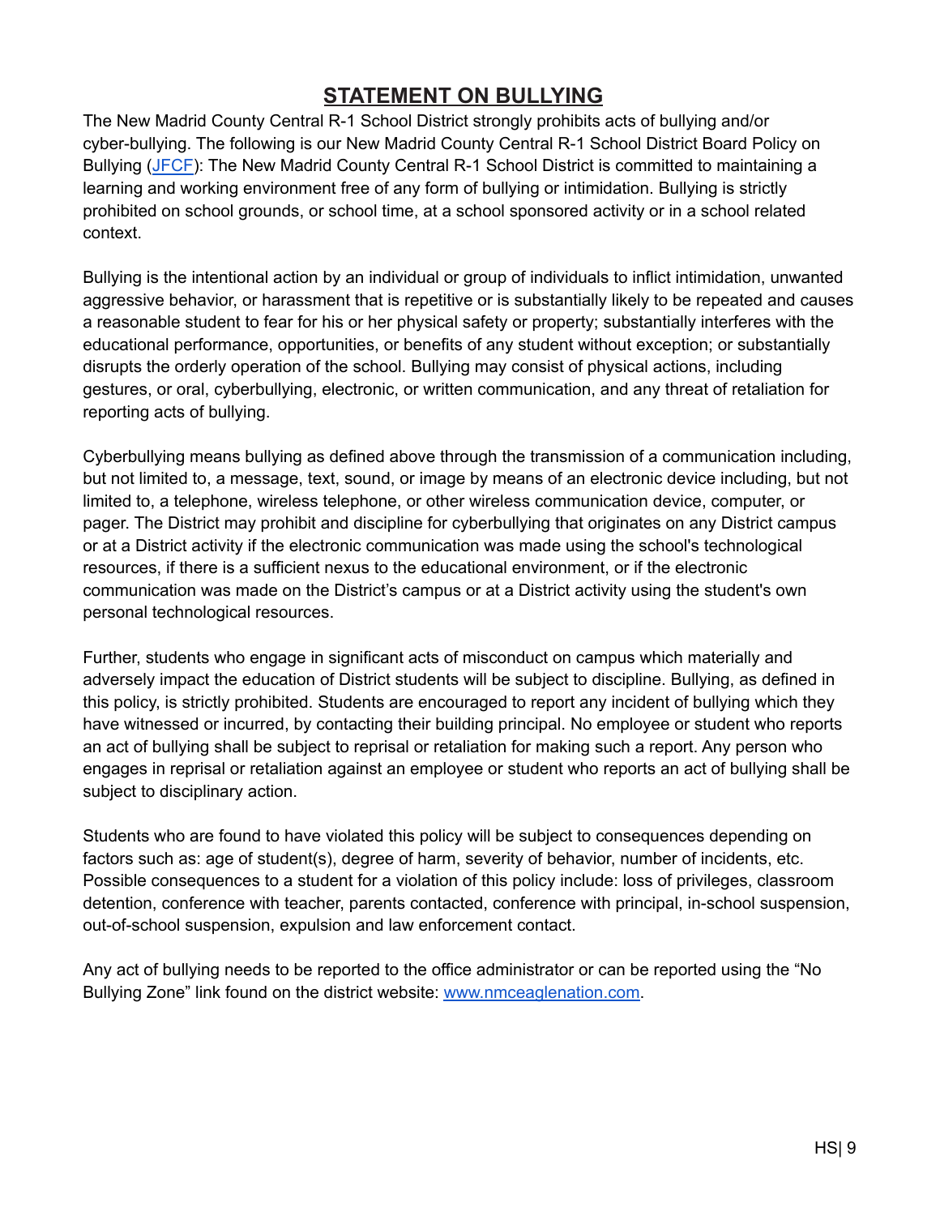# STATEMENT ON BULLYING

The New Madrid County Central R-1 School District strongly prohibits acts of bullying and/or cyber-bullying. The following is our New Madrid County Central R-1 School District Board Policy on Bullying ([JFCF](JFCF)): The New Madrid County Central R-1 School District is committed to maintaining a learning and working environment free of any form of bullying or intimidation. Bullying is strictly prohibited on school grounds, or school time, at a school sponsored activity or in a school related context.

Bullying is the intentional action by an individual or group of individuals to inflict intimidation, unwanted aggressive behavior, or harassment that is repetitive or is substantially likely to be repeated and causes a reasonable student to fear for his or her physical safety or property; substantially interferes with the educational performance, opportunities, or benefits of any student without exception; or substantially disrupts the orderly operation of the school. Bullying may consist of physical actions, including gestures, or oral, cyberbullying, electronic, or written communication, and any threat of retaliation for reporting acts of bullying.

Cyberbullying means bullying as defined above through the transmission of a communication including, but not limited to, a message, text, sound, or image by means of an electronic device including, but not limited to, a telephone, wireless telephone, or other wireless communication device, computer, or pager. The District may prohibit and discipline for cyberbullying that originates on any District campus or at a District activity if the electronic communication was made using the school's technological resources, if there is a sufficient nexus to the educational environment, or if the electronic communication was made on the District's campus or at a District activity using the student's own personal technological resources.

Further, students who engage in significant acts of misconduct on campus which materially and adversely impact the education of District students will be subject to discipline. Bullying, as defined in this policy, is strictly prohibited. Students are encouraged to report any incident of bullying which they have witnessed or incurred, by contacting their building principal. No employee or student who reports an act of bullying shall be subject to reprisal or retaliation for making such a report. Any person who engages in reprisal or retaliation against an employee or student who reports an act of bullying shall be subject to disciplinary action.

Students who are found to have violated this policy will be subject to consequences depending on factors such as: age of student(s), degree of harm, severity of behavior, number of incidents, etc. Possible consequences to a student for a violation of this policy include: loss of privileges, classroom detention, conference with teacher, parents contacted, conference with principal, in-school suspension, out-of-school suspension, expulsion and law enforcement contact.

Any act of bullying needs to be reported to the office administrator or can be reported using the "No Bullying Zone" link found on the district website: [www.nmceaglenation.com](http://www.nmceaglenation.com).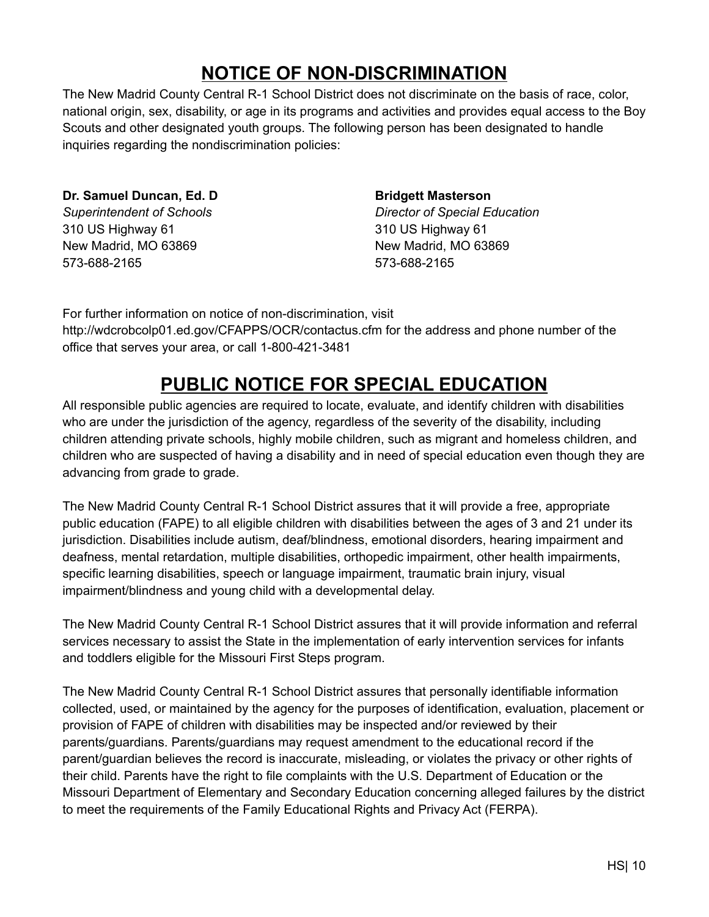# NOTICE OF NON-DISCRIMINATION

The New Madrid County Central R-1 School District does not discriminate on the basis of race, color, national origin, sex, disability, or age in its programs and activities and provides equal access to the Boy Scouts and other designated youth groups. The following person has been designated to handle inquiries regarding the nondiscrimination policies:

**Dr. Samuel Duncan, Ed. D**
*Superintendent of Schools*
310 US Highway 61
New Madrid, MO 63869
573-688-2165

**Bridgett Masterson**
*Director of Special Education*
310 US Highway 61
New Madrid, MO 63869
573-688-2165

For further information on notice of non-discrimination, visit http://wdcrobcolp01.ed.gov/CFAPPS/OCR/contactus.cfm for the address and phone number of the office that serves your area, or call 1-800-421-3481

# PUBLIC NOTICE FOR SPECIAL EDUCATION

All responsible public agencies are required to locate, evaluate, and identify children with disabilities who are under the jurisdiction of the agency, regardless of the severity of the disability, including children attending private schools, highly mobile children, such as migrant and homeless children, and children who are suspected of having a disability and in need of special education even though they are advancing from grade to grade.

The New Madrid County Central R-1 School District assures that it will provide a free, appropriate public education (FAPE) to all eligible children with disabilities between the ages of 3 and 21 under its jurisdiction. Disabilities include autism, deaf/blindness, emotional disorders, hearing impairment and deafness, mental retardation, multiple disabilities, orthopedic impairment, other health impairments, specific learning disabilities, speech or language impairment, traumatic brain injury, visual impairment/blindness and young child with a developmental delay.

The New Madrid County Central R-1 School District assures that it will provide information and referral services necessary to assist the State in the implementation of early intervention services for infants and toddlers eligible for the Missouri First Steps program.

The New Madrid County Central R-1 School District assures that personally identifiable information collected, used, or maintained by the agency for the purposes of identification, evaluation, placement or provision of FAPE of children with disabilities may be inspected and/or reviewed by their parents/guardians. Parents/guardians may request amendment to the educational record if the parent/guardian believes the record is inaccurate, misleading, or violates the privacy or other rights of their child. Parents have the right to file complaints with the U.S. Department of Education or the Missouri Department of Elementary and Secondary Education concerning alleged failures by the district to meet the requirements of the Family Educational Rights and Privacy Act (FERPA).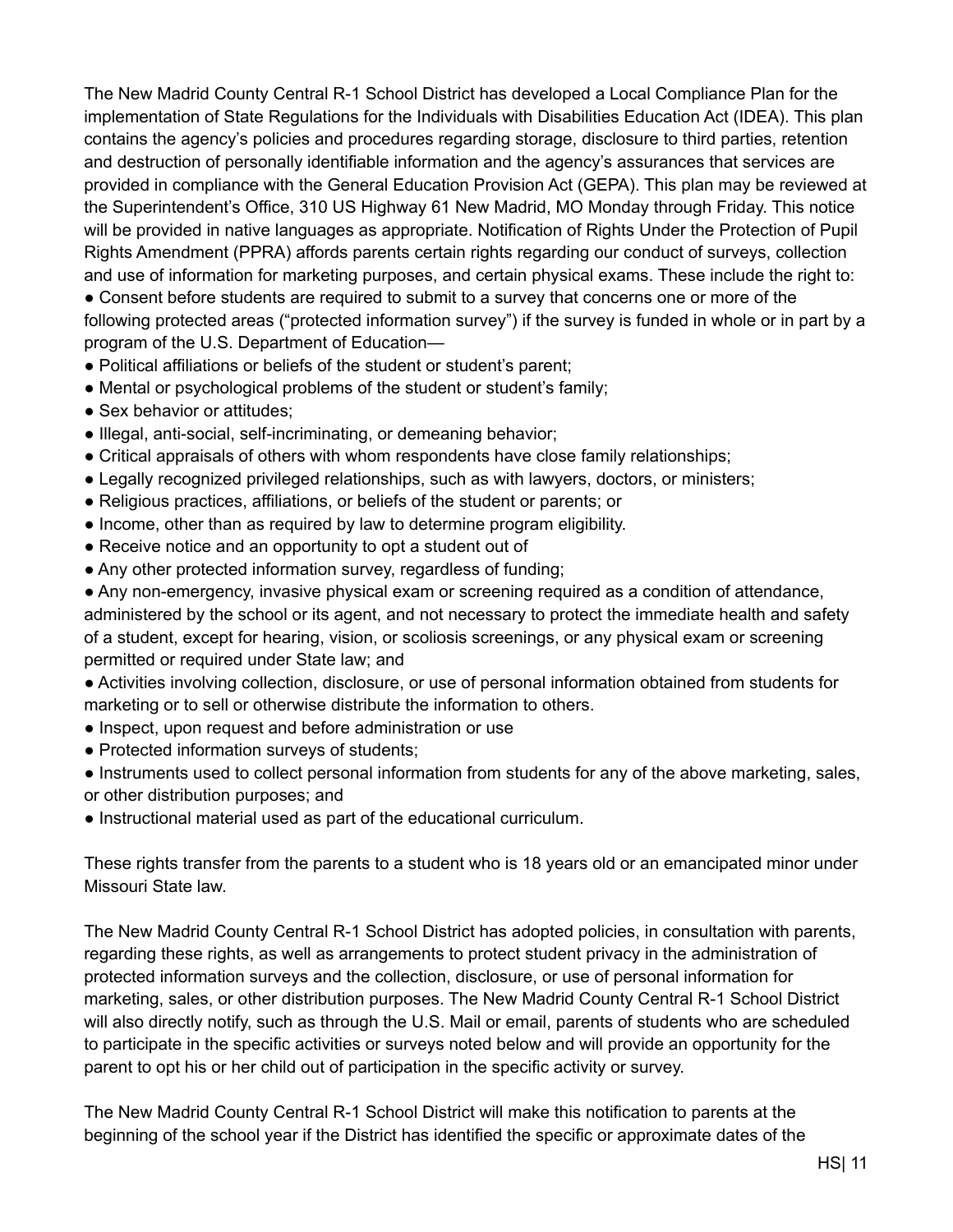The New Madrid County Central R-1 School District has developed a Local Compliance Plan for the implementation of State Regulations for the Individuals with Disabilities Education Act (IDEA). This plan contains the agency's policies and procedures regarding storage, disclosure to third parties, retention and destruction of personally identifiable information and the agency's assurances that services are provided in compliance with the General Education Provision Act (GEPA). This plan may be reviewed at the Superintendent's Office, 310 US Highway 61 New Madrid, MO Monday through Friday. This notice will be provided in native languages as appropriate. Notification of Rights Under the Protection of Pupil Rights Amendment (PPRA) affords parents certain rights regarding our conduct of surveys, collection and use of information for marketing purposes, and certain physical exams. These include the right to:

- Consent before students are required to submit to a survey that concerns one or more of the following protected areas ("protected information survey") if the survey is funded in whole or in part by a program of the U.S. Department of Education—
- Political affiliations or beliefs of the student or student's parent;
- Mental or psychological problems of the student or student's family;
- Sex behavior or attitudes;
- Illegal, anti-social, self-incriminating, or demeaning behavior;
- Critical appraisals of others with whom respondents have close family relationships;
- Legally recognized privileged relationships, such as with lawyers, doctors, or ministers;
- Religious practices, affiliations, or beliefs of the student or parents; or
- Income, other than as required by law to determine program eligibility.
- Receive notice and an opportunity to opt a student out of
- Any other protected information survey, regardless of funding;
- Any non-emergency, invasive physical exam or screening required as a condition of attendance, administered by the school or its agent, and not necessary to protect the immediate health and safety of a student, except for hearing, vision, or scoliosis screenings, or any physical exam or screening permitted or required under State law; and
- Activities involving collection, disclosure, or use of personal information obtained from students for marketing or to sell or otherwise distribute the information to others.
- Inspect, upon request and before administration or use
- Protected information surveys of students;
- Instruments used to collect personal information from students for any of the above marketing, sales, or other distribution purposes; and
- Instructional material used as part of the educational curriculum.

These rights transfer from the parents to a student who is 18 years old or an emancipated minor under Missouri State law.

The New Madrid County Central R-1 School District has adopted policies, in consultation with parents, regarding these rights, as well as arrangements to protect student privacy in the administration of protected information surveys and the collection, disclosure, or use of personal information for marketing, sales, or other distribution purposes. The New Madrid County Central R-1 School District will also directly notify, such as through the U.S. Mail or email, parents of students who are scheduled to participate in the specific activities or surveys noted below and will provide an opportunity for the parent to opt his or her child out of participation in the specific activity or survey.

The New Madrid County Central R-1 School District will make this notification to parents at the beginning of the school year if the District has identified the specific or approximate dates of the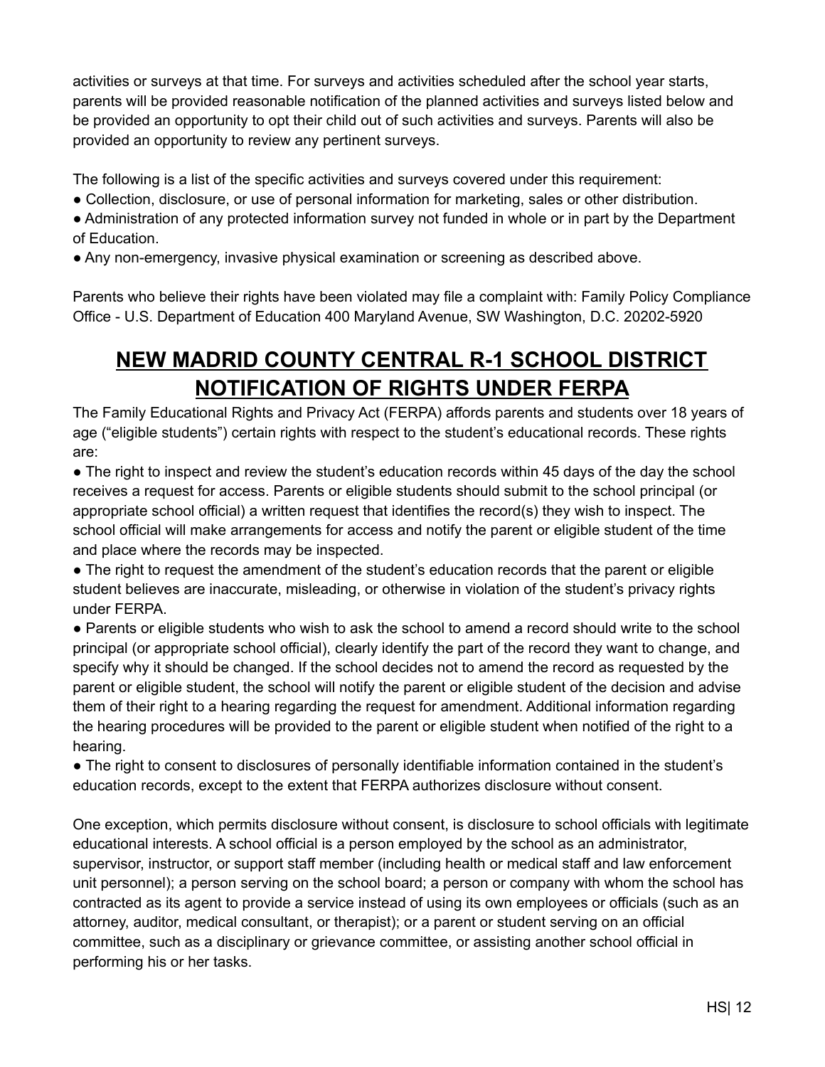activities or surveys at that time. For surveys and activities scheduled after the school year starts, parents will be provided reasonable notification of the planned activities and surveys listed below and be provided an opportunity to opt their child out of such activities and surveys. Parents will also be provided an opportunity to review any pertinent surveys.

The following is a list of the specific activities and surveys covered under this requirement:

- Collection, disclosure, or use of personal information for marketing, sales or other distribution.
- Administration of any protected information survey not funded in whole or in part by the Department of Education.
- Any non-emergency, invasive physical examination or screening as described above.

Parents who believe their rights have been violated may file a complaint with: Family Policy Compliance Office - U.S. Department of Education 400 Maryland Avenue, SW Washington, D.C. 20202-5920

# NEW MADRID COUNTY CENTRAL R-1 SCHOOL DISTRICT NOTIFICATION OF RIGHTS UNDER FERPA

The Family Educational Rights and Privacy Act (FERPA) affords parents and students over 18 years of age ("eligible students") certain rights with respect to the student's educational records. These rights are:

- The right to inspect and review the student's education records within 45 days of the day the school receives a request for access. Parents or eligible students should submit to the school principal (or appropriate school official) a written request that identifies the record(s) they wish to inspect. The school official will make arrangements for access and notify the parent or eligible student of the time and place where the records may be inspected.
- The right to request the amendment of the student's education records that the parent or eligible student believes are inaccurate, misleading, or otherwise in violation of the student's privacy rights under FERPA.
- Parents or eligible students who wish to ask the school to amend a record should write to the school principal (or appropriate school official), clearly identify the part of the record they want to change, and specify why it should be changed. If the school decides not to amend the record as requested by the parent or eligible student, the school will notify the parent or eligible student of the decision and advise them of their right to a hearing regarding the request for amendment. Additional information regarding the hearing procedures will be provided to the parent or eligible student when notified of the right to a hearing.
- The right to consent to disclosures of personally identifiable information contained in the student's education records, except to the extent that FERPA authorizes disclosure without consent.

One exception, which permits disclosure without consent, is disclosure to school officials with legitimate educational interests. A school official is a person employed by the school as an administrator, supervisor, instructor, or support staff member (including health or medical staff and law enforcement unit personnel); a person serving on the school board; a person or company with whom the school has contracted as its agent to provide a service instead of using its own employees or officials (such as an attorney, auditor, medical consultant, or therapist); or a parent or student serving on an official committee, such as a disciplinary or grievance committee, or assisting another school official in performing his or her tasks.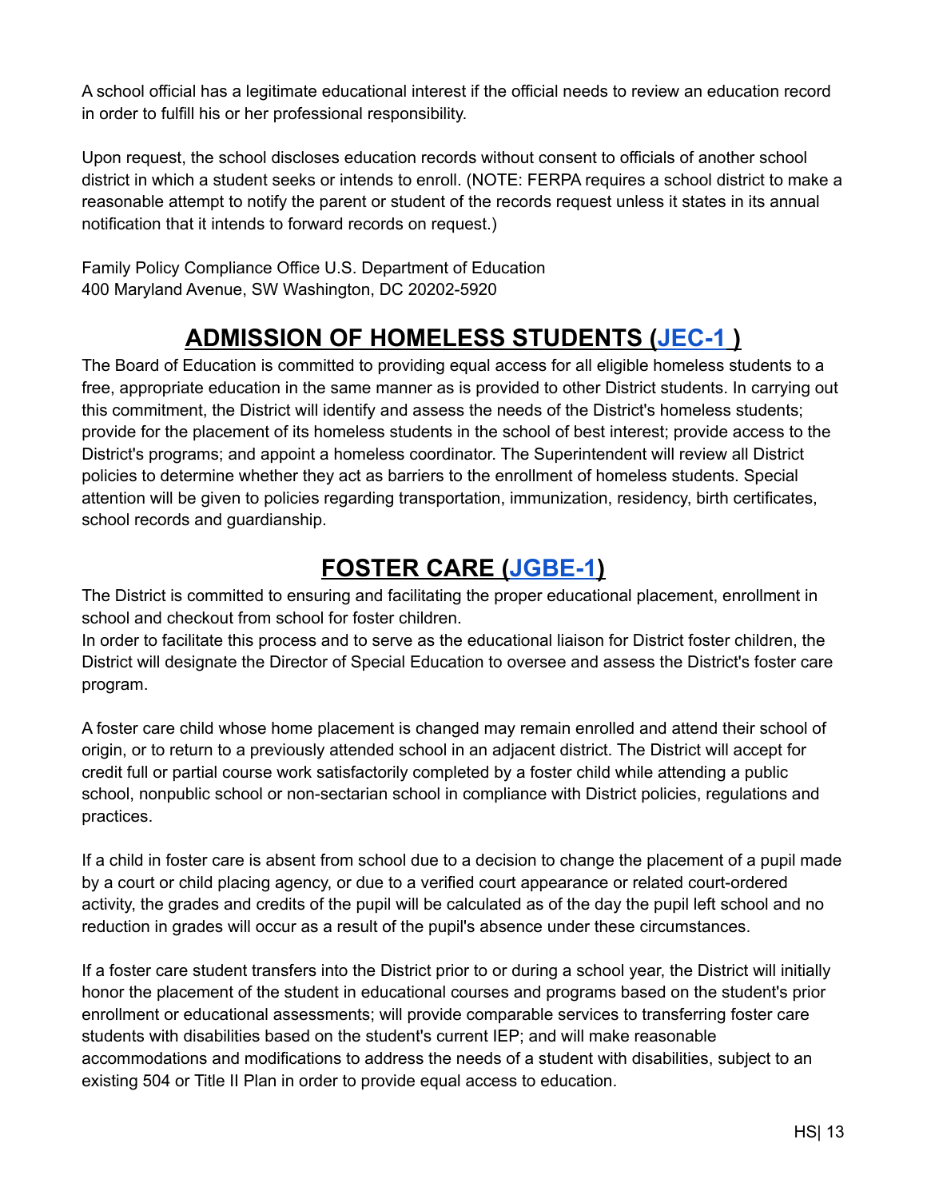A school official has a legitimate educational interest if the official needs to review an education record in order to fulfill his or her professional responsibility.

Upon request, the school discloses education records without consent to officials of another school district in which a student seeks or intends to enroll. (NOTE: FERPA requires a school district to make a reasonable attempt to notify the parent or student of the records request unless it states in its annual notification that it intends to forward records on request.)

Family Policy Compliance Office U.S. Department of Education
400 Maryland Avenue, SW Washington, DC 20202-5920

# ADMISSION OF HOMELESS STUDENTS (JEC-1 )

The Board of Education is committed to providing equal access for all eligible homeless students to a free, appropriate education in the same manner as is provided to other District students. In carrying out this commitment, the District will identify and assess the needs of the District's homeless students; provide for the placement of its homeless students in the school of best interest; provide access to the District's programs; and appoint a homeless coordinator. The Superintendent will review all District policies to determine whether they act as barriers to the enrollment of homeless students. Special attention will be given to policies regarding transportation, immunization, residency, birth certificates, school records and guardianship.

# FOSTER CARE (JGBE-1)

The District is committed to ensuring and facilitating the proper educational placement, enrollment in school and checkout from school for foster children.
In order to facilitate this process and to serve as the educational liaison for District foster children, the District will designate the Director of Special Education to oversee and assess the District's foster care program.

A foster care child whose home placement is changed may remain enrolled and attend their school of origin, or to return to a previously attended school in an adjacent district. The District will accept for credit full or partial course work satisfactorily completed by a foster child while attending a public school, nonpublic school or non-sectarian school in compliance with District policies, regulations and practices.

If a child in foster care is absent from school due to a decision to change the placement of a pupil made by a court or child placing agency, or due to a verified court appearance or related court-ordered activity, the grades and credits of the pupil will be calculated as of the day the pupil left school and no reduction in grades will occur as a result of the pupil's absence under these circumstances.

If a foster care student transfers into the District prior to or during a school year, the District will initially honor the placement of the student in educational courses and programs based on the student's prior enrollment or educational assessments; will provide comparable services to transferring foster care students with disabilities based on the student's current IEP; and will make reasonable accommodations and modifications to address the needs of a student with disabilities, subject to an existing 504 or Title II Plan in order to provide equal access to education.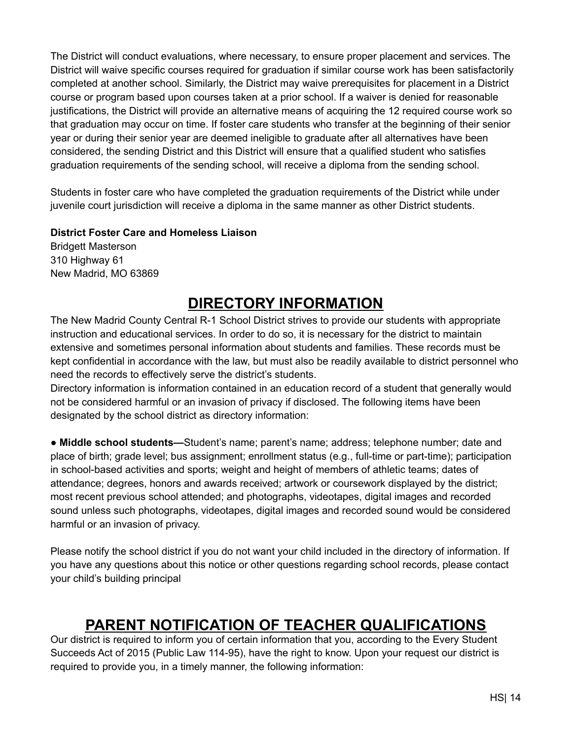The District will conduct evaluations, where necessary, to ensure proper placement and services. The District will waive specific courses required for graduation if similar course work has been satisfactorily completed at another school. Similarly, the District may waive prerequisites for placement in a District course or program based upon courses taken at a prior school. If a waiver is denied for reasonable justifications, the District will provide an alternative means of acquiring the 12 required course work so that graduation may occur on time. If foster care students who transfer at the beginning of their senior year or during their senior year are deemed ineligible to graduate after all alternatives have been considered, the sending District and this District will ensure that a qualified student who satisfies graduation requirements of the sending school, will receive a diploma from the sending school.

Students in foster care who have completed the graduation requirements of the District while under juvenile court jurisdiction will receive a diploma in the same manner as other District students.

**District Foster Care and Homeless Liaison**
Bridgett Masterson
310 Highway 61
New Madrid, MO 63869

## DIRECTORY INFORMATION

The New Madrid County Central R-1 School District strives to provide our students with appropriate instruction and educational services. In order to do so, it is necessary for the district to maintain extensive and sometimes personal information about students and families. These records must be kept confidential in accordance with the law, but must also be readily available to district personnel who need the records to effectively serve the district's students.
Directory information is information contained in an education record of a student that generally would not be considered harmful or an invasion of privacy if disclosed. The following items have been designated by the school district as directory information:

- **Middle school students—**Student's name; parent's name; address; telephone number; date and place of birth; grade level; bus assignment; enrollment status (e.g., full-time or part-time); participation in school-based activities and sports; weight and height of members of athletic teams; dates of attendance; degrees, honors and awards received; artwork or coursework displayed by the district; most recent previous school attended; and photographs, videotapes, digital images and recorded sound unless such photographs, videotapes, digital images and recorded sound would be considered harmful or an invasion of privacy.

Please notify the school district if you do not want your child included in the directory of information. If you have any questions about this notice or other questions regarding school records, please contact your child's building principal

## PARENT NOTIFICATION OF TEACHER QUALIFICATIONS

Our district is required to inform you of certain information that you, according to the Every Student Succeeds Act of 2015 (Public Law 114-95), have the right to know. Upon your request our district is required to provide you, in a timely manner, the following information: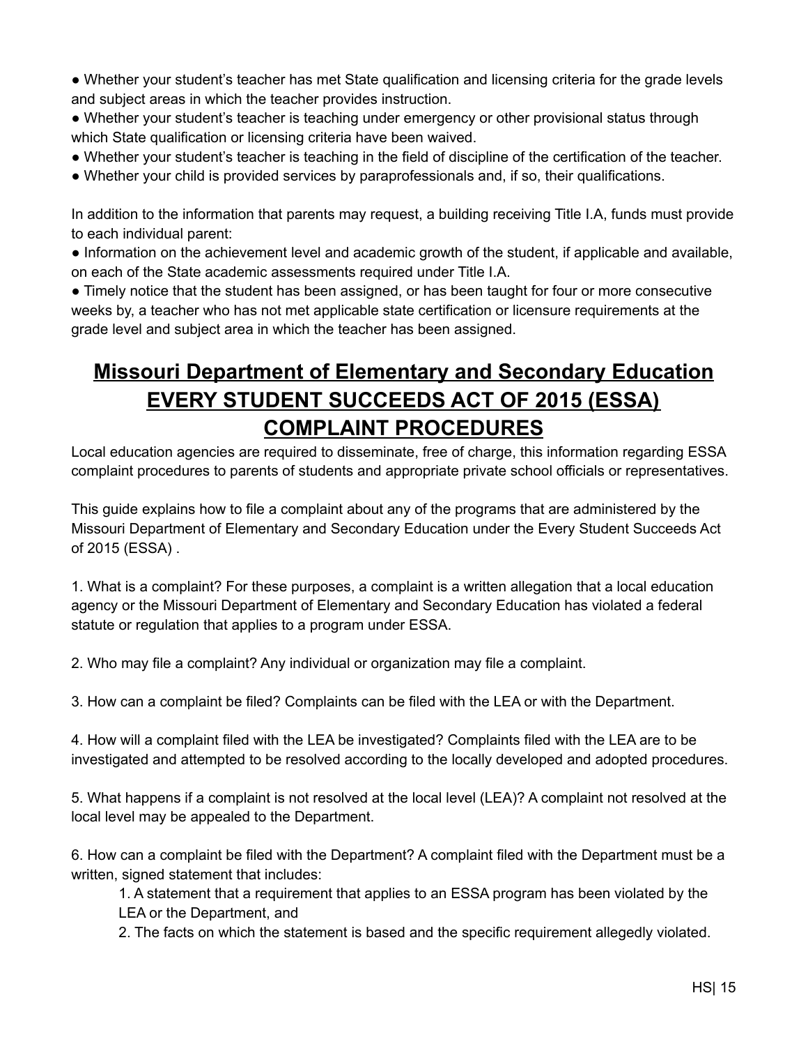- Whether your student's teacher has met State qualification and licensing criteria for the grade levels and subject areas in which the teacher provides instruction.
- Whether your student's teacher is teaching under emergency or other provisional status through which State qualification or licensing criteria have been waived.
- Whether your student's teacher is teaching in the field of discipline of the certification of the teacher.
- Whether your child is provided services by paraprofessionals and, if so, their qualifications.

In addition to the information that parents may request, a building receiving Title I.A, funds must provide to each individual parent:

- Information on the achievement level and academic growth of the student, if applicable and available, on each of the State academic assessments required under Title I.A.
- Timely notice that the student has been assigned, or has been taught for four or more consecutive weeks by, a teacher who has not met applicable state certification or licensure requirements at the grade level and subject area in which the teacher has been assigned.

## Missouri Department of Elementary and Secondary Education EVERY STUDENT SUCCEEDS ACT OF 2015 (ESSA) COMPLAINT PROCEDURES

Local education agencies are required to disseminate, free of charge, this information regarding ESSA complaint procedures to parents of students and appropriate private school officials or representatives.

This guide explains how to file a complaint about any of the programs that are administered by the Missouri Department of Elementary and Secondary Education under the Every Student Succeeds Act of 2015 (ESSA) .

1. What is a complaint? For these purposes, a complaint is a written allegation that a local education agency or the Missouri Department of Elementary and Secondary Education has violated a federal statute or regulation that applies to a program under ESSA.

2. Who may file a complaint? Any individual or organization may file a complaint.

3. How can a complaint be filed? Complaints can be filed with the LEA or with the Department.

4. How will a complaint filed with the LEA be investigated? Complaints filed with the LEA are to be investigated and attempted to be resolved according to the locally developed and adopted procedures.

5. What happens if a complaint is not resolved at the local level (LEA)? A complaint not resolved at the local level may be appealed to the Department.

6. How can a complaint be filed with the Department? A complaint filed with the Department must be a written, signed statement that includes:

    1. A statement that a requirement that applies to an ESSA program has been violated by the LEA or the Department, and
    2. The facts on which the statement is based and the specific requirement allegedly violated.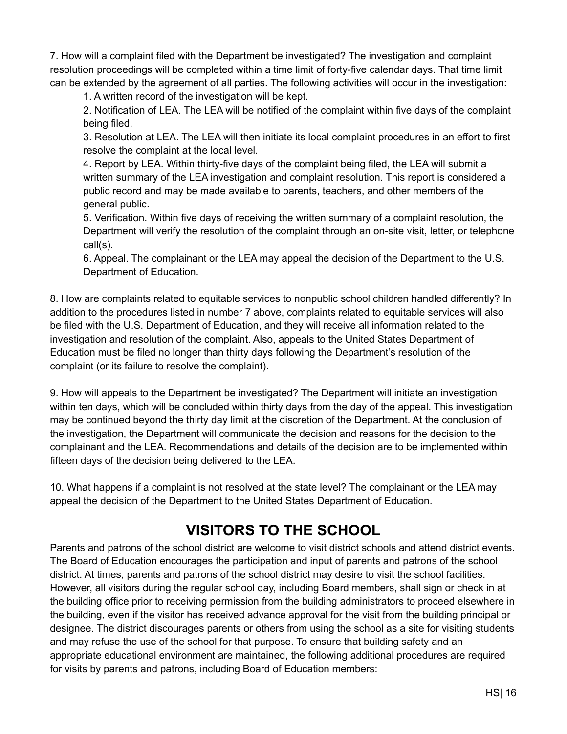7. How will a complaint filed with the Department be investigated? The investigation and complaint resolution proceedings will be completed within a time limit of forty-five calendar days. That time limit can be extended by the agreement of all parties. The following activities will occur in the investigation:

1. A written record of the investigation will be kept.
2. Notification of LEA. The LEA will be notified of the complaint within five days of the complaint being filed.
3. Resolution at LEA. The LEA will then initiate its local complaint procedures in an effort to first resolve the complaint at the local level.
4. Report by LEA. Within thirty-five days of the complaint being filed, the LEA will submit a written summary of the LEA investigation and complaint resolution. This report is considered a public record and may be made available to parents, teachers, and other members of the general public.
5. Verification. Within five days of receiving the written summary of a complaint resolution, the Department will verify the resolution of the complaint through an on-site visit, letter, or telephone call(s).
6. Appeal. The complainant or the LEA may appeal the decision of the Department to the U.S. Department of Education.

8. How are complaints related to equitable services to nonpublic school children handled differently? In addition to the procedures listed in number 7 above, complaints related to equitable services will also be filed with the U.S. Department of Education, and they will receive all information related to the investigation and resolution of the complaint. Also, appeals to the United States Department of Education must be filed no longer than thirty days following the Department's resolution of the complaint (or its failure to resolve the complaint).

9. How will appeals to the Department be investigated? The Department will initiate an investigation within ten days, which will be concluded within thirty days from the day of the appeal. This investigation may be continued beyond the thirty day limit at the discretion of the Department. At the conclusion of the investigation, the Department will communicate the decision and reasons for the decision to the complainant and the LEA. Recommendations and details of the decision are to be implemented within fifteen days of the decision being delivered to the LEA.

10. What happens if a complaint is not resolved at the state level? The complainant or the LEA may appeal the decision of the Department to the United States Department of Education.

# VISITORS TO THE SCHOOL

Parents and patrons of the school district are welcome to visit district schools and attend district events. The Board of Education encourages the participation and input of parents and patrons of the school district. At times, parents and patrons of the school district may desire to visit the school facilities. However, all visitors during the regular school day, including Board members, shall sign or check in at the building office prior to receiving permission from the building administrators to proceed elsewhere in the building, even if the visitor has received advance approval for the visit from the building principal or designee. The district discourages parents or others from using the school as a site for visiting students and may refuse the use of the school for that purpose. To ensure that building safety and an appropriate educational environment are maintained, the following additional procedures are required for visits by parents and patrons, including Board of Education members: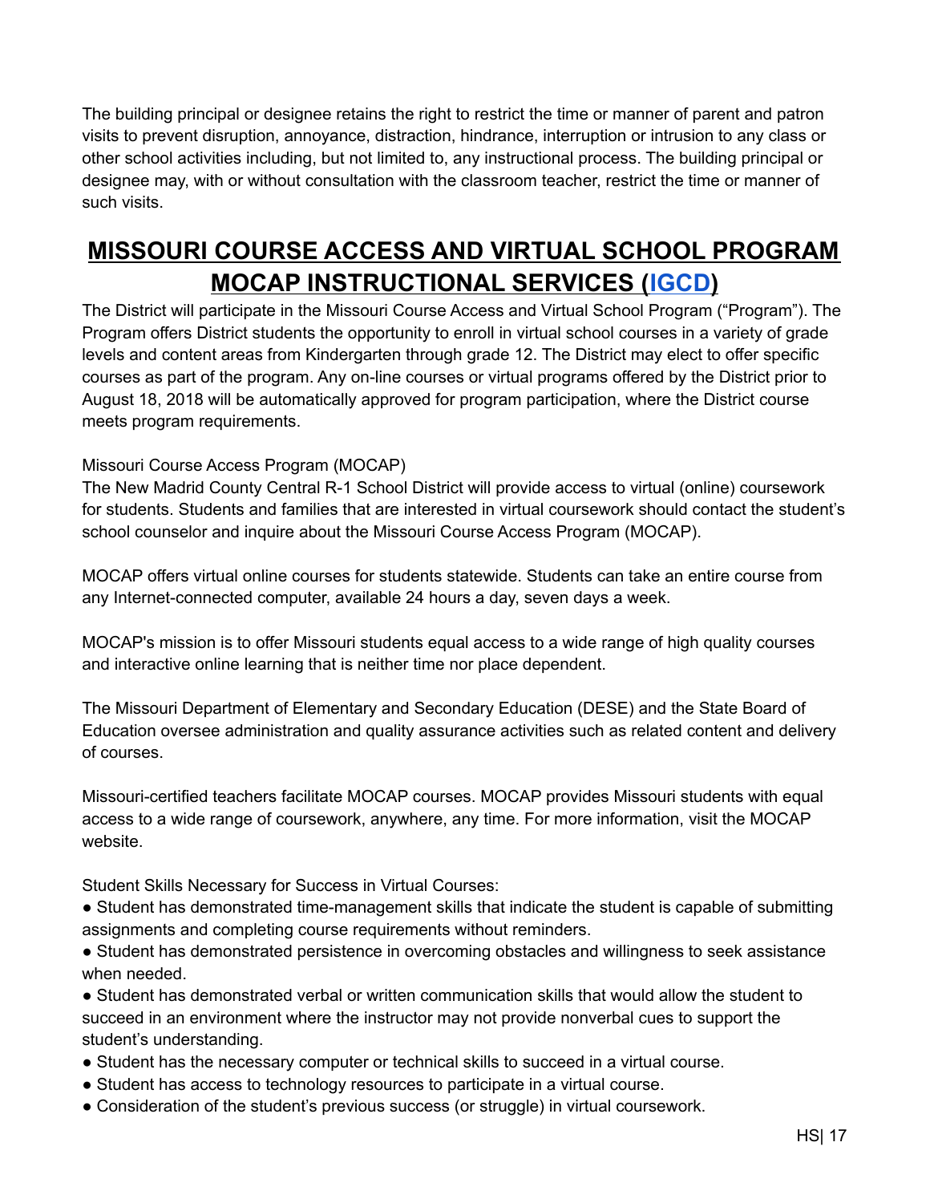The building principal or designee retains the right to restrict the time or manner of parent and patron visits to prevent disruption, annoyance, distraction, hindrance, interruption or intrusion to any class or other school activities including, but not limited to, any instructional process. The building principal or designee may, with or without consultation with the classroom teacher, restrict the time or manner of such visits.

## MISSOURI COURSE ACCESS AND VIRTUAL SCHOOL PROGRAM MOCAP INSTRUCTIONAL SERVICES (IGCD)

The District will participate in the Missouri Course Access and Virtual School Program ("Program"). The Program offers District students the opportunity to enroll in virtual school courses in a variety of grade levels and content areas from Kindergarten through grade 12. The District may elect to offer specific courses as part of the program. Any on-line courses or virtual programs offered by the District prior to August 18, 2018 will be automatically approved for program participation, where the District course meets program requirements.

Missouri Course Access Program (MOCAP)
The New Madrid County Central R-1 School District will provide access to virtual (online) coursework for students. Students and families that are interested in virtual coursework should contact the student's school counselor and inquire about the Missouri Course Access Program (MOCAP).

MOCAP offers virtual online courses for students statewide. Students can take an entire course from any Internet-connected computer, available 24 hours a day, seven days a week.

MOCAP's mission is to offer Missouri students equal access to a wide range of high quality courses and interactive online learning that is neither time nor place dependent.

The Missouri Department of Elementary and Secondary Education (DESE) and the State Board of Education oversee administration and quality assurance activities such as related content and delivery of courses.

Missouri-certified teachers facilitate MOCAP courses. MOCAP provides Missouri students with equal access to a wide range of coursework, anywhere, any time. For more information, visit the MOCAP website.

Student Skills Necessary for Success in Virtual Courses:

- Student has demonstrated time-management skills that indicate the student is capable of submitting assignments and completing course requirements without reminders.
- Student has demonstrated persistence in overcoming obstacles and willingness to seek assistance when needed.
- Student has demonstrated verbal or written communication skills that would allow the student to succeed in an environment where the instructor may not provide nonverbal cues to support the student's understanding.
- Student has the necessary computer or technical skills to succeed in a virtual course.
- Student has access to technology resources to participate in a virtual course.
- Consideration of the student's previous success (or struggle) in virtual coursework.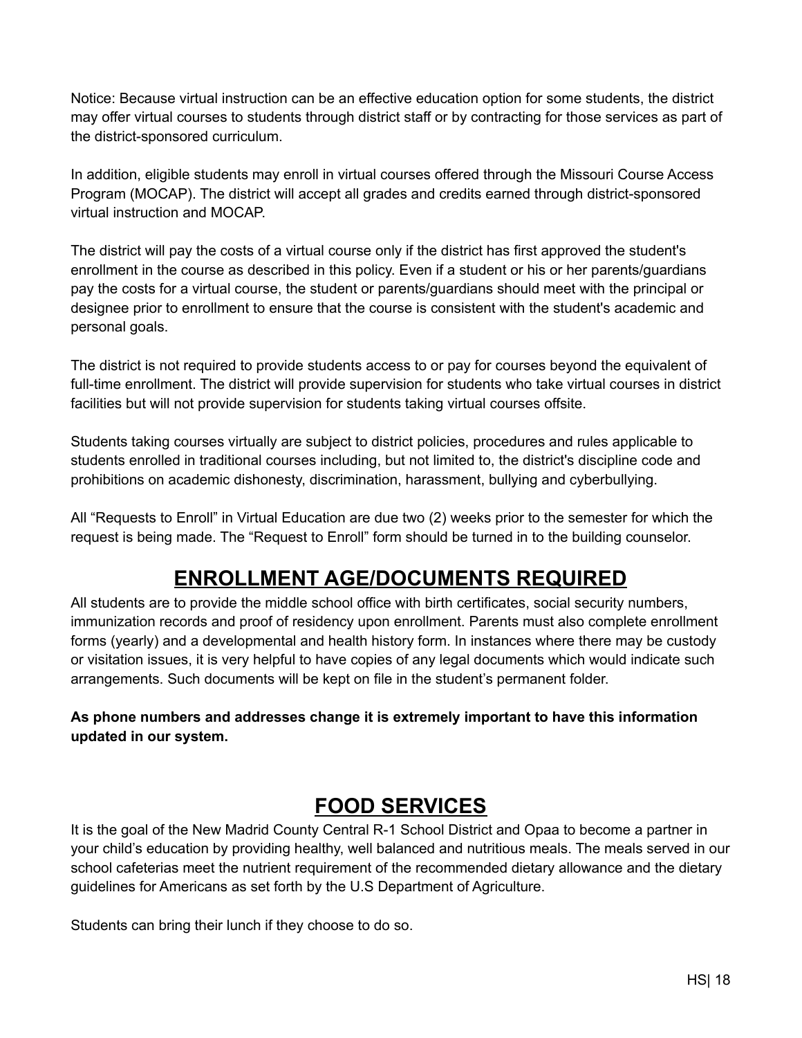Notice: Because virtual instruction can be an effective education option for some students, the district may offer virtual courses to students through district staff or by contracting for those services as part of the district-sponsored curriculum.

In addition, eligible students may enroll in virtual courses offered through the Missouri Course Access Program (MOCAP). The district will accept all grades and credits earned through district-sponsored virtual instruction and MOCAP.

The district will pay the costs of a virtual course only if the district has first approved the student's enrollment in the course as described in this policy. Even if a student or his or her parents/guardians pay the costs for a virtual course, the student or parents/guardians should meet with the principal or designee prior to enrollment to ensure that the course is consistent with the student's academic and personal goals.

The district is not required to provide students access to or pay for courses beyond the equivalent of full-time enrollment. The district will provide supervision for students who take virtual courses in district facilities but will not provide supervision for students taking virtual courses offsite.

Students taking courses virtually are subject to district policies, procedures and rules applicable to students enrolled in traditional courses including, but not limited to, the district's discipline code and prohibitions on academic dishonesty, discrimination, harassment, bullying and cyberbullying.

All "Requests to Enroll" in Virtual Education are due two (2) weeks prior to the semester for which the request is being made. The "Request to Enroll" form should be turned in to the building counselor.

# ENROLLMENT AGE/DOCUMENTS REQUIRED

All students are to provide the middle school office with birth certificates, social security numbers, immunization records and proof of residency upon enrollment. Parents must also complete enrollment forms (yearly) and a developmental and health history form. In instances where there may be custody or visitation issues, it is very helpful to have copies of any legal documents which would indicate such arrangements. Such documents will be kept on file in the student's permanent folder.

**As phone numbers and addresses change it is extremely important to have this information updated in our system.**

# FOOD SERVICES

It is the goal of the New Madrid County Central R-1 School District and Opaa to become a partner in your child's education by providing healthy, well balanced and nutritious meals. The meals served in our school cafeterias meet the nutrient requirement of the recommended dietary allowance and the dietary guidelines for Americans as set forth by the U.S Department of Agriculture.

Students can bring their lunch if they choose to do so.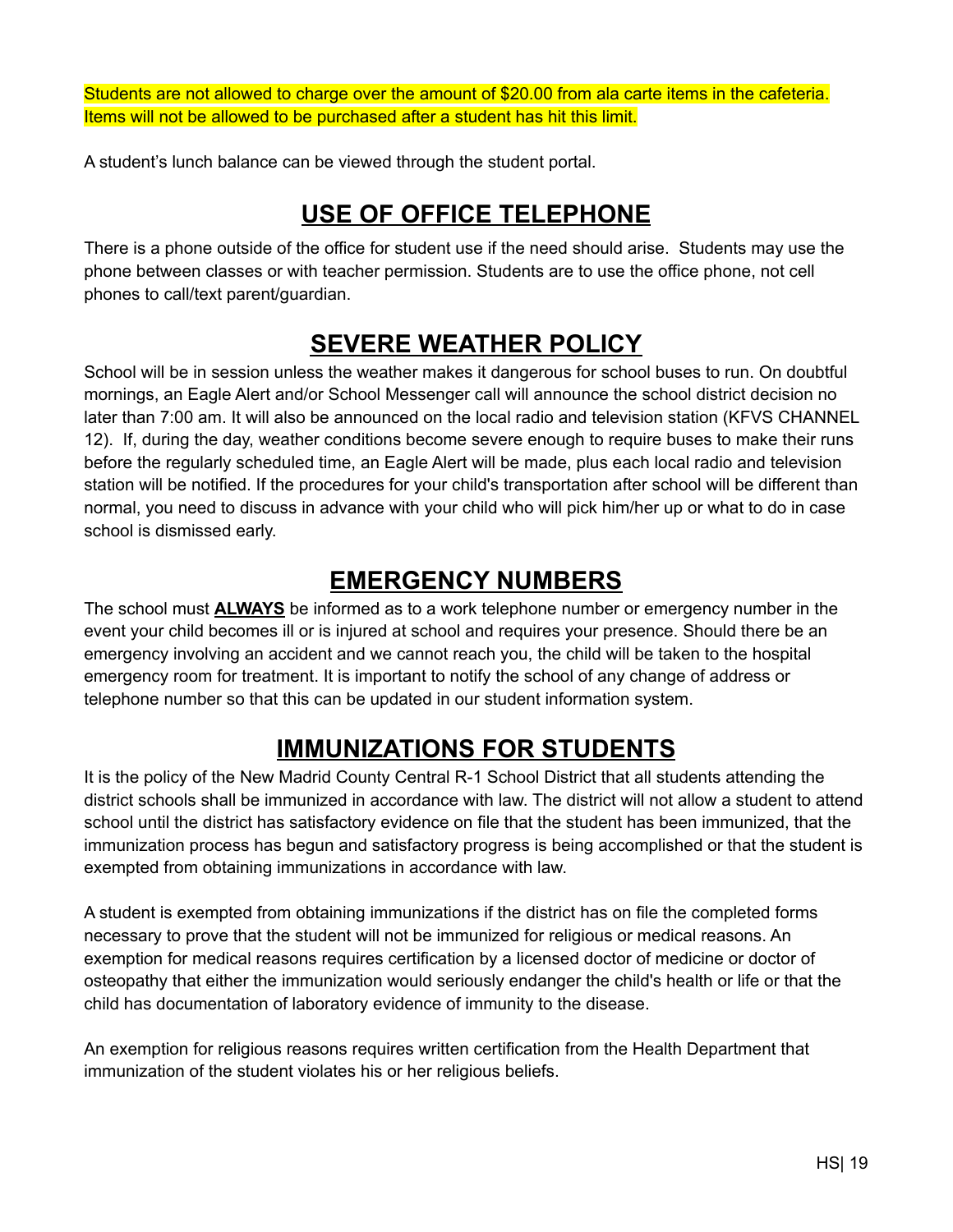Students are not allowed to charge over the amount of $20.00 from ala carte items in the cafeteria. Items will not be allowed to be purchased after a student has hit this limit.

A student's lunch balance can be viewed through the student portal.

# USE OF OFFICE TELEPHONE

There is a phone outside of the office for student use if the need should arise. Students may use the phone between classes or with teacher permission. Students are to use the office phone, not cell phones to call/text parent/guardian.

# SEVERE WEATHER POLICY

School will be in session unless the weather makes it dangerous for school buses to run. On doubtful mornings, an Eagle Alert and/or School Messenger call will announce the school district decision no later than 7:00 am. It will also be announced on the local radio and television station (KFVS CHANNEL 12). If, during the day, weather conditions become severe enough to require buses to make their runs before the regularly scheduled time, an Eagle Alert will be made, plus each local radio and television station will be notified. If the procedures for your child's transportation after school will be different than normal, you need to discuss in advance with your child who will pick him/her up or what to do in case school is dismissed early.

# EMERGENCY NUMBERS

The school must **ALWAYS** be informed as to a work telephone number or emergency number in the event your child becomes ill or is injured at school and requires your presence. Should there be an emergency involving an accident and we cannot reach you, the child will be taken to the hospital emergency room for treatment. It is important to notify the school of any change of address or telephone number so that this can be updated in our student information system.

# IMMUNIZATIONS FOR STUDENTS

It is the policy of the New Madrid County Central R-1 School District that all students attending the district schools shall be immunized in accordance with law. The district will not allow a student to attend school until the district has satisfactory evidence on file that the student has been immunized, that the immunization process has begun and satisfactory progress is being accomplished or that the student is exempted from obtaining immunizations in accordance with law.

A student is exempted from obtaining immunizations if the district has on file the completed forms necessary to prove that the student will not be immunized for religious or medical reasons. An exemption for medical reasons requires certification by a licensed doctor of medicine or doctor of osteopathy that either the immunization would seriously endanger the child's health or life or that the child has documentation of laboratory evidence of immunity to the disease.

An exemption for religious reasons requires written certification from the Health Department that immunization of the student violates his or her religious beliefs.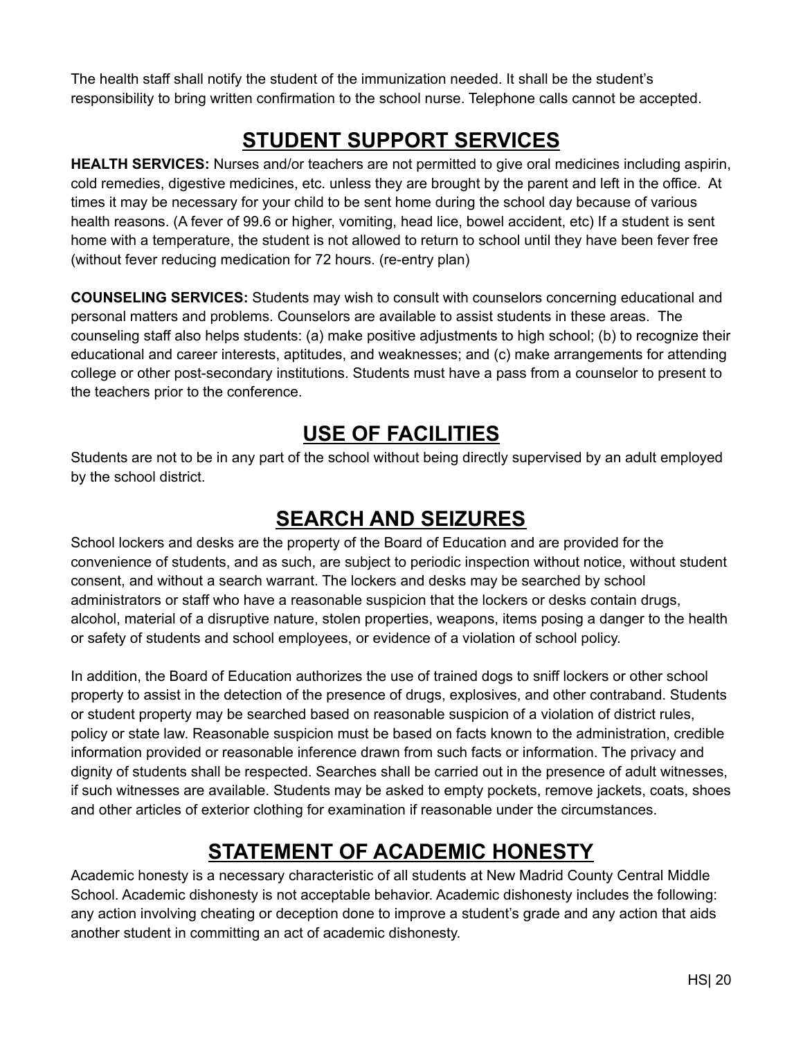The health staff shall notify the student of the immunization needed. It shall be the student's responsibility to bring written confirmation to the school nurse. Telephone calls cannot be accepted.

## STUDENT SUPPORT SERVICES

**HEALTH SERVICES:** Nurses and/or teachers are not permitted to give oral medicines including aspirin, cold remedies, digestive medicines, etc. unless they are brought by the parent and left in the office. At times it may be necessary for your child to be sent home during the school day because of various health reasons. (A fever of 99.6 or higher, vomiting, head lice, bowel accident, etc) If a student is sent home with a temperature, the student is not allowed to return to school until they have been fever free (without fever reducing medication for 72 hours. (re-entry plan)

**COUNSELING SERVICES:** Students may wish to consult with counselors concerning educational and personal matters and problems. Counselors are available to assist students in these areas. The counseling staff also helps students: (a) make positive adjustments to high school; (b) to recognize their educational and career interests, aptitudes, and weaknesses; and (c) make arrangements for attending college or other post-secondary institutions. Students must have a pass from a counselor to present to the teachers prior to the conference.

## USE OF FACILITIES

Students are not to be in any part of the school without being directly supervised by an adult employed by the school district.

## SEARCH AND SEIZURES

School lockers and desks are the property of the Board of Education and are provided for the convenience of students, and as such, are subject to periodic inspection without notice, without student consent, and without a search warrant. The lockers and desks may be searched by school administrators or staff who have a reasonable suspicion that the lockers or desks contain drugs, alcohol, material of a disruptive nature, stolen properties, weapons, items posing a danger to the health or safety of students and school employees, or evidence of a violation of school policy.

In addition, the Board of Education authorizes the use of trained dogs to sniff lockers or other school property to assist in the detection of the presence of drugs, explosives, and other contraband. Students or student property may be searched based on reasonable suspicion of a violation of district rules, policy or state law. Reasonable suspicion must be based on facts known to the administration, credible information provided or reasonable inference drawn from such facts or information. The privacy and dignity of students shall be respected. Searches shall be carried out in the presence of adult witnesses, if such witnesses are available. Students may be asked to empty pockets, remove jackets, coats, shoes and other articles of exterior clothing for examination if reasonable under the circumstances.

## STATEMENT OF ACADEMIC HONESTY

Academic honesty is a necessary characteristic of all students at New Madrid County Central Middle School. Academic dishonesty is not acceptable behavior. Academic dishonesty includes the following: any action involving cheating or deception done to improve a student's grade and any action that aids another student in committing an act of academic dishonesty.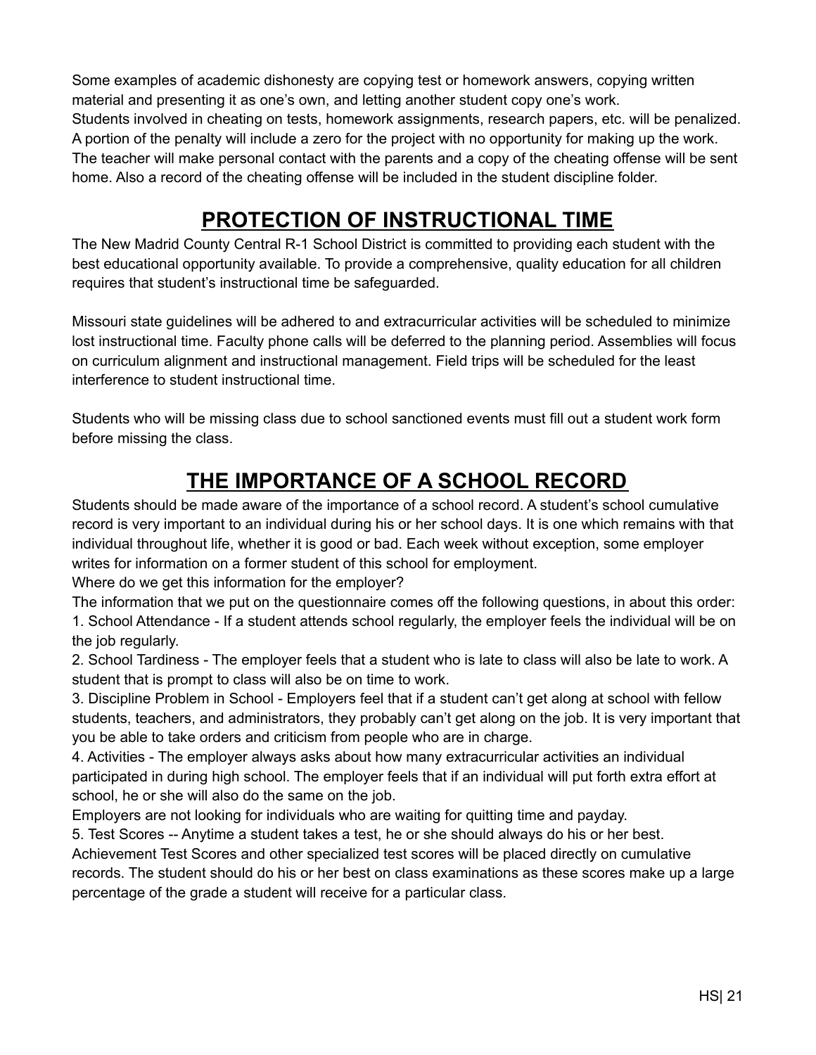Some examples of academic dishonesty are copying test or homework answers, copying written material and presenting it as one's own, and letting another student copy one's work.
Students involved in cheating on tests, homework assignments, research papers, etc. will be penalized. A portion of the penalty will include a zero for the project with no opportunity for making up the work. The teacher will make personal contact with the parents and a copy of the cheating offense will be sent home. Also a record of the cheating offense will be included in the student discipline folder.

# PROTECTION OF INSTRUCTIONAL TIME

The New Madrid County Central R-1 School District is committed to providing each student with the best educational opportunity available. To provide a comprehensive, quality education for all children requires that student's instructional time be safeguarded.

Missouri state guidelines will be adhered to and extracurricular activities will be scheduled to minimize lost instructional time. Faculty phone calls will be deferred to the planning period. Assemblies will focus on curriculum alignment and instructional management. Field trips will be scheduled for the least interference to student instructional time.

Students who will be missing class due to school sanctioned events must fill out a student work form before missing the class.

# THE IMPORTANCE OF A SCHOOL RECORD

Students should be made aware of the importance of a school record. A student's school cumulative record is very important to an individual during his or her school days. It is one which remains with that individual throughout life, whether it is good or bad. Each week without exception, some employer writes for information on a former student of this school for employment.
Where do we get this information for the employer?
The information that we put on the questionnaire comes off the following questions, in about this order:
1. School Attendance - If a student attends school regularly, the employer feels the individual will be on the job regularly.
2. School Tardiness - The employer feels that a student who is late to class will also be late to work. A student that is prompt to class will also be on time to work.
3. Discipline Problem in School - Employers feel that if a student can't get along at school with fellow students, teachers, and administrators, they probably can't get along on the job. It is very important that you be able to take orders and criticism from people who are in charge.
4. Activities - The employer always asks about how many extracurricular activities an individual participated in during high school. The employer feels that if an individual will put forth extra effort at school, he or she will also do the same on the job.
Employers are not looking for individuals who are waiting for quitting time and payday.
5. Test Scores -- Anytime a student takes a test, he or she should always do his or her best. Achievement Test Scores and other specialized test scores will be placed directly on cumulative records. The student should do his or her best on class examinations as these scores make up a large percentage of the grade a student will receive for a particular class.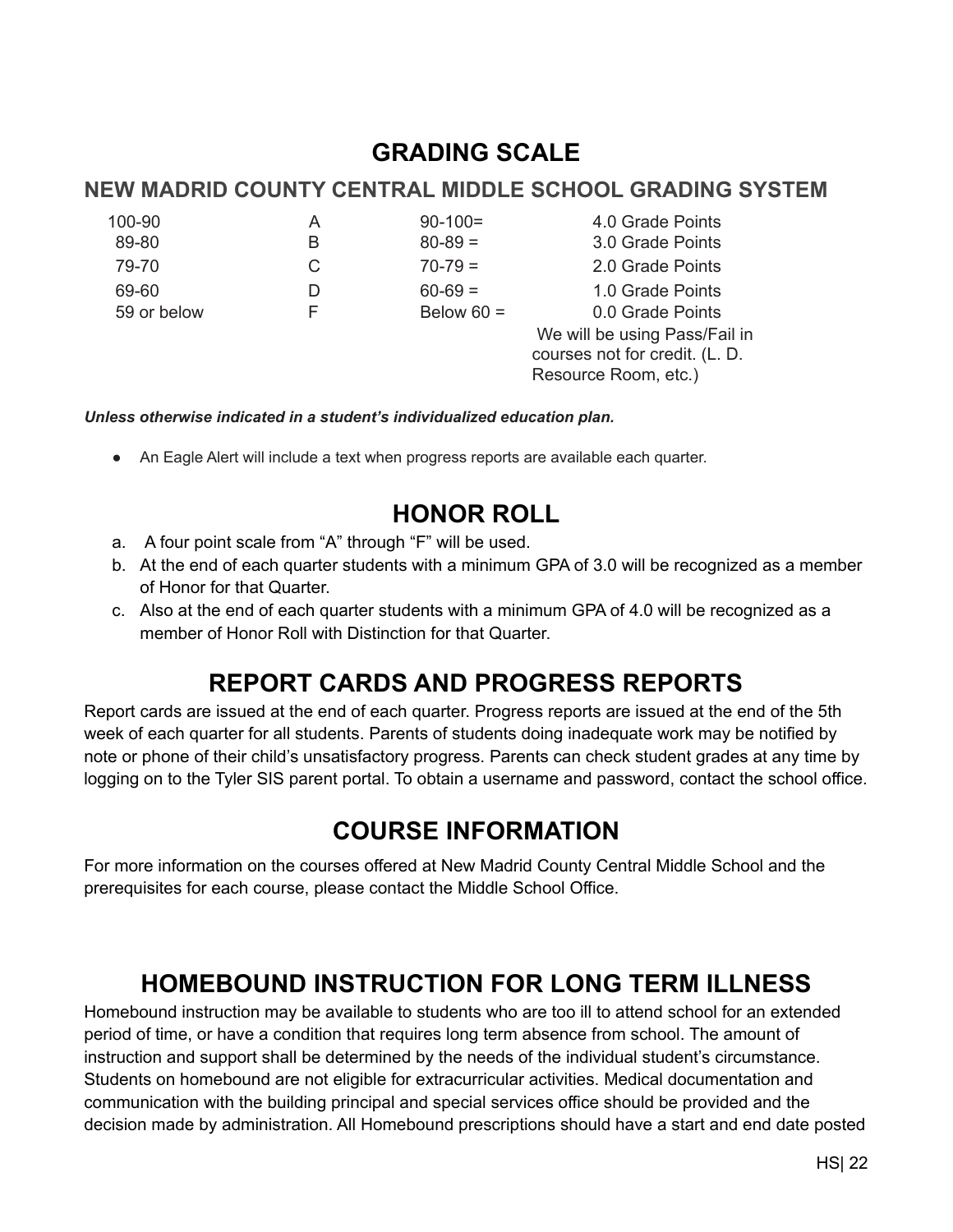# GRADING SCALE

## NEW MADRID COUNTY CENTRAL MIDDLE SCHOOL GRADING SYSTEM

| | | | |
|---|---|---|---|
| 100-90 | A | 90-100= | 4.0 Grade Points |
| 89-80 | B | 80-89 = | 3.0 Grade Points |
| 79-70 | C | 70-79 = | 2.0 Grade Points |
| 69-60 | D | 60-69 = | 1.0 Grade Points |
| 59 or below | F | Below 60 = | 0.0 Grade Points |
| | | | We will be using Pass/Fail in courses not for credit. (L. D. Resource Room, etc.) |

***Unless otherwise indicated in a student's individualized education plan.***

- An Eagle Alert will include a text when progress reports are available each quarter.

# HONOR ROLL

a. A four point scale from "A" through "F" will be used.
b. At the end of each quarter students with a minimum GPA of 3.0 will be recognized as a member of Honor for that Quarter.
c. Also at the end of each quarter students with a minimum GPA of 4.0 will be recognized as a member of Honor Roll with Distinction for that Quarter.

# REPORT CARDS AND PROGRESS REPORTS

Report cards are issued at the end of each quarter. Progress reports are issued at the end of the 5th week of each quarter for all students. Parents of students doing inadequate work may be notified by note or phone of their child's unsatisfactory progress. Parents can check student grades at any time by logging on to the Tyler SIS parent portal. To obtain a username and password, contact the school office.

# COURSE INFORMATION

For more information on the courses offered at New Madrid County Central Middle School and the prerequisites for each course, please contact the Middle School Office.

# HOMEBOUND INSTRUCTION FOR LONG TERM ILLNESS

Homebound instruction may be available to students who are too ill to attend school for an extended period of time, or have a condition that requires long term absence from school. The amount of instruction and support shall be determined by the needs of the individual student's circumstance. Students on homebound are not eligible for extracurricular activities. Medical documentation and communication with the building principal and special services office should be provided and the decision made by administration. All Homebound prescriptions should have a start and end date posted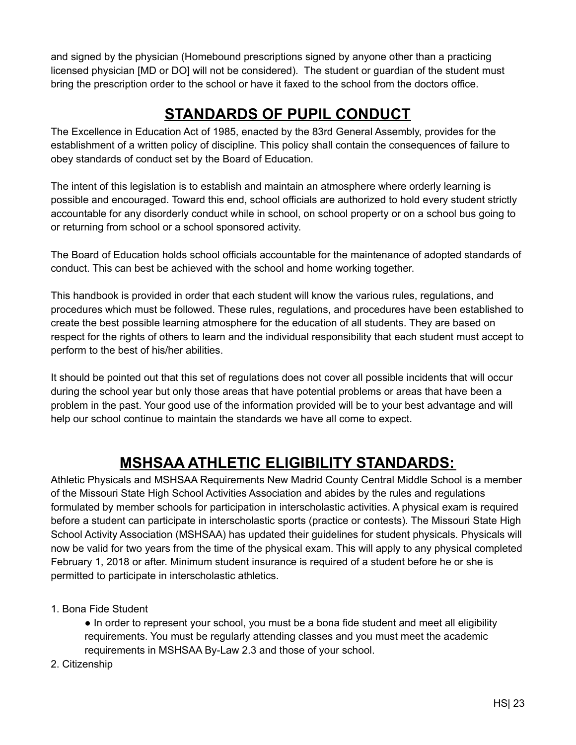and signed by the physician (Homebound prescriptions signed by anyone other than a practicing licensed physician [MD or DO] will not be considered). The student or guardian of the student must bring the prescription order to the school or have it faxed to the school from the doctors office.

# STANDARDS OF PUPIL CONDUCT

The Excellence in Education Act of 1985, enacted by the 83rd General Assembly, provides for the establishment of a written policy of discipline. This policy shall contain the consequences of failure to obey standards of conduct set by the Board of Education.

The intent of this legislation is to establish and maintain an atmosphere where orderly learning is possible and encouraged. Toward this end, school officials are authorized to hold every student strictly accountable for any disorderly conduct while in school, on school property or on a school bus going to or returning from school or a school sponsored activity.

The Board of Education holds school officials accountable for the maintenance of adopted standards of conduct. This can best be achieved with the school and home working together.

This handbook is provided in order that each student will know the various rules, regulations, and procedures which must be followed. These rules, regulations, and procedures have been established to create the best possible learning atmosphere for the education of all students. They are based on respect for the rights of others to learn and the individual responsibility that each student must accept to perform to the best of his/her abilities.

It should be pointed out that this set of regulations does not cover all possible incidents that will occur during the school year but only those areas that have potential problems or areas that have been a problem in the past. Your good use of the information provided will be to your best advantage and will help our school continue to maintain the standards we have all come to expect.

# MSHSAA ATHLETIC ELIGIBILITY STANDARDS:

Athletic Physicals and MSHSAA Requirements New Madrid County Central Middle School is a member of the Missouri State High School Activities Association and abides by the rules and regulations formulated by member schools for participation in interscholastic activities. A physical exam is required before a student can participate in interscholastic sports (practice or contests). The Missouri State High School Activity Association (MSHSAA) has updated their guidelines for student physicals. Physicals will now be valid for two years from the time of the physical exam. This will apply to any physical completed February 1, 2018 or after. Minimum student insurance is required of a student before he or she is permitted to participate in interscholastic athletics.

1. Bona Fide Student
   - In order to represent your school, you must be a bona fide student and meet all eligibility requirements. You must be regularly attending classes and you must meet the academic requirements in MSHSAA By-Law 2.3 and those of your school.
2. Citizenship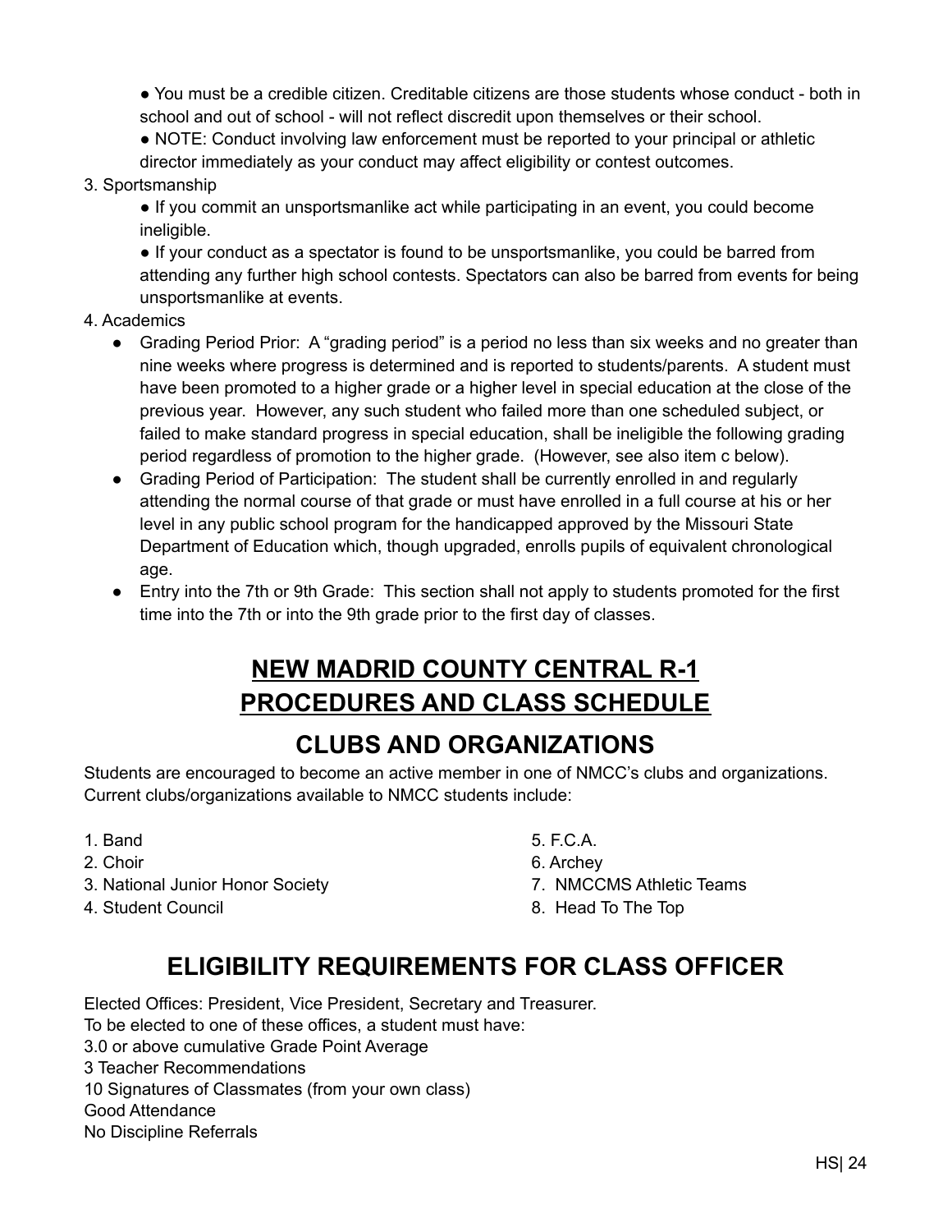- You must be a credible citizen. Creditable citizens are those students whose conduct - both in school and out of school - will not reflect discredit upon themselves or their school.
- NOTE: Conduct involving law enforcement must be reported to your principal or athletic director immediately as your conduct may affect eligibility or contest outcomes.

3. Sportsmanship
    - If you commit an unsportsmanlike act while participating in an event, you could become ineligible.
    - If your conduct as a spectator is found to be unsportsmanlike, you could be barred from attending any further high school contests. Spectators can also be barred from events for being unsportsmanlike at events.
4. Academics
    - Grading Period Prior: A "grading period" is a period no less than six weeks and no greater than nine weeks where progress is determined and is reported to students/parents. A student must have been promoted to a higher grade or a higher level in special education at the close of the previous year. However, any such student who failed more than one scheduled subject, or failed to make standard progress in special education, shall be ineligible the following grading period regardless of promotion to the higher grade. (However, see also item c below).
    - Grading Period of Participation: The student shall be currently enrolled in and regularly attending the normal course of that grade or must have enrolled in a full course at his or her level in any public school program for the handicapped approved by the Missouri State Department of Education which, though upgraded, enrolls pupils of equivalent chronological age.
    - Entry into the 7th or 9th Grade: This section shall not apply to students promoted for the first time into the 7th or into the 9th grade prior to the first day of classes.

# NEW MADRID COUNTY CENTRAL R-1 PROCEDURES AND CLASS SCHEDULE

## CLUBS AND ORGANIZATIONS

Students are encouraged to become an active member in one of NMCC's clubs and organizations. Current clubs/organizations available to NMCC students include:

1. Band
2. Choir
3. National Junior Honor Society
4. Student Council
5. F.C.A.
6. Archey
7. NMCCMS Athletic Teams
8. Head To The Top

## ELIGIBILITY REQUIREMENTS FOR CLASS OFFICER

Elected Offices: President, Vice President, Secretary and Treasurer.
To be elected to one of these offices, a student must have:
3.0 or above cumulative Grade Point Average
3 Teacher Recommendations
10 Signatures of Classmates (from your own class)
Good Attendance
No Discipline Referrals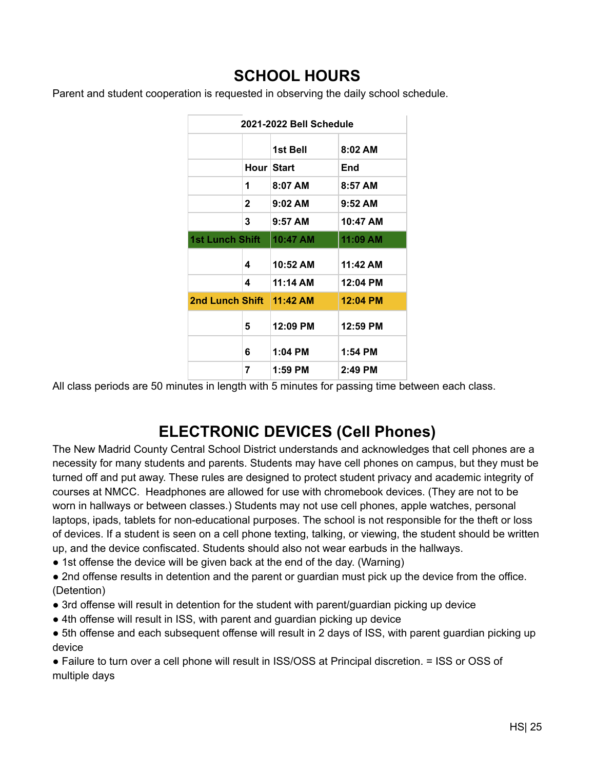# SCHOOL HOURS

Parent and student cooperation is requested in observing the daily school schedule.

| 2021-2022 Bell Schedule | | | |
|---|---|---|---|
| | | 1st Bell | 8:02 AM |
| | Hour | Start | End |
| | 1 | 8:07 AM | 8:57 AM |
| | 2 | 9:02 AM | 9:52 AM |
| | 3 | 9:57 AM | 10:47 AM |
| 1st Lunch Shift | | 10:47 AM | 11:09 AM |
| | 4 | 10:52 AM | 11:42 AM |
| | 4 | 11:14 AM | 12:04 PM |
| 2nd Lunch Shift | | 11:42 AM | 12:04 PM |
| | 5 | 12:09 PM | 12:59 PM |
| | 6 | 1:04 PM | 1:54 PM |
| | 7 | 1:59 PM | 2:49 PM |

All class periods are 50 minutes in length with 5 minutes for passing time between each class.

# ELECTRONIC DEVICES (Cell Phones)

The New Madrid County Central School District understands and acknowledges that cell phones are a necessity for many students and parents. Students may have cell phones on campus, but they must be turned off and put away. These rules are designed to protect student privacy and academic integrity of courses at NMCC. Headphones are allowed for use with chromebook devices. (They are not to be worn in hallways or between classes.) Students may not use cell phones, apple watches, personal laptops, ipads, tablets for non-educational purposes. The school is not responsible for the theft or loss of devices. If a student is seen on a cell phone texting, talking, or viewing, the student should be written up, and the device confiscated. Students should also not wear earbuds in the hallways.

- 1st offense the device will be given back at the end of the day. (Warning)
- 2nd offense results in detention and the parent or guardian must pick up the device from the office. (Detention)
- 3rd offense will result in detention for the student with parent/guardian picking up device
- 4th offense will result in ISS, with parent and guardian picking up device
- 5th offense and each subsequent offense will result in 2 days of ISS, with parent guardian picking up device
- Failure to turn over a cell phone will result in ISS/OSS at Principal discretion. = ISS or OSS of multiple days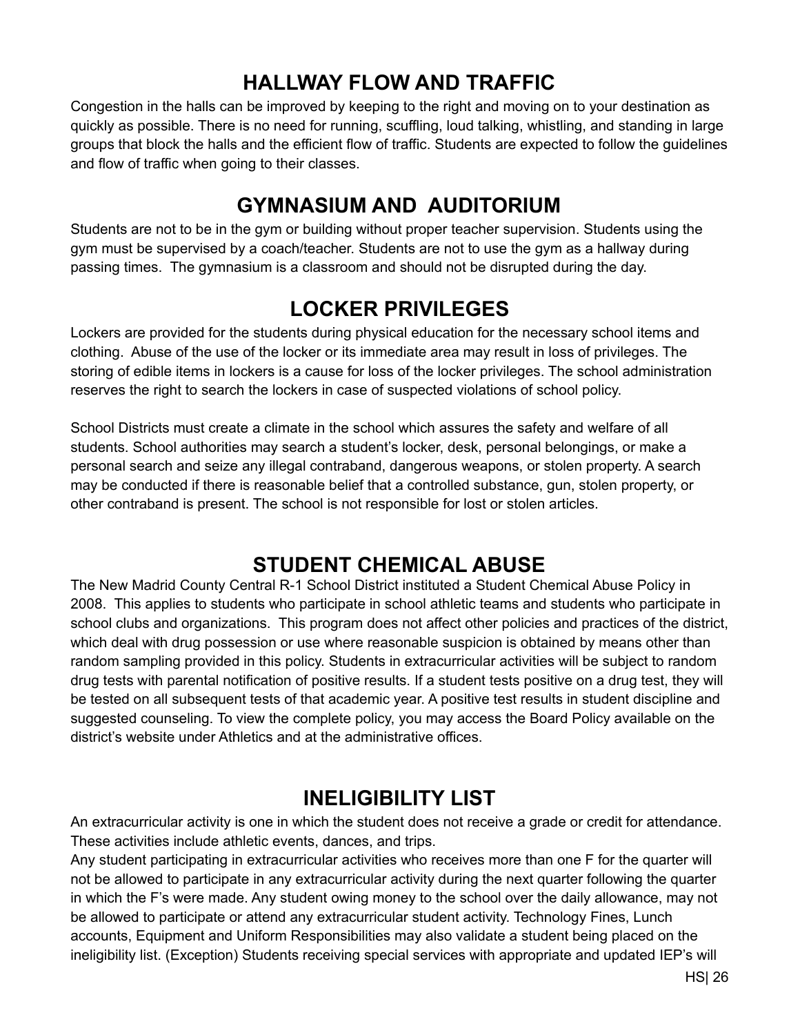## HALLWAY FLOW AND TRAFFIC

Congestion in the halls can be improved by keeping to the right and moving on to your destination as quickly as possible. There is no need for running, scuffling, loud talking, whistling, and standing in large groups that block the halls and the efficient flow of traffic. Students are expected to follow the guidelines and flow of traffic when going to their classes.

## GYMNASIUM AND AUDITORIUM

Students are not to be in the gym or building without proper teacher supervision. Students using the gym must be supervised by a coach/teacher. Students are not to use the gym as a hallway during passing times. The gymnasium is a classroom and should not be disrupted during the day.

## LOCKER PRIVILEGES

Lockers are provided for the students during physical education for the necessary school items and clothing. Abuse of the use of the locker or its immediate area may result in loss of privileges. The storing of edible items in lockers is a cause for loss of the locker privileges. The school administration reserves the right to search the lockers in case of suspected violations of school policy.

School Districts must create a climate in the school which assures the safety and welfare of all students. School authorities may search a student's locker, desk, personal belongings, or make a personal search and seize any illegal contraband, dangerous weapons, or stolen property. A search may be conducted if there is reasonable belief that a controlled substance, gun, stolen property, or other contraband is present. The school is not responsible for lost or stolen articles.

## STUDENT CHEMICAL ABUSE

The New Madrid County Central R-1 School District instituted a Student Chemical Abuse Policy in 2008. This applies to students who participate in school athletic teams and students who participate in school clubs and organizations. This program does not affect other policies and practices of the district, which deal with drug possession or use where reasonable suspicion is obtained by means other than random sampling provided in this policy. Students in extracurricular activities will be subject to random drug tests with parental notification of positive results. If a student tests positive on a drug test, they will be tested on all subsequent tests of that academic year. A positive test results in student discipline and suggested counseling. To view the complete policy, you may access the Board Policy available on the district's website under Athletics and at the administrative offices.

## INELIGIBILITY LIST

An extracurricular activity is one in which the student does not receive a grade or credit for attendance. These activities include athletic events, dances, and trips.

Any student participating in extracurricular activities who receives more than one F for the quarter will not be allowed to participate in any extracurricular activity during the next quarter following the quarter in which the F's were made. Any student owing money to the school over the daily allowance, may not be allowed to participate or attend any extracurricular student activity. Technology Fines, Lunch accounts, Equipment and Uniform Responsibilities may also validate a student being placed on the ineligibility list. (Exception) Students receiving special services with appropriate and updated IEP's will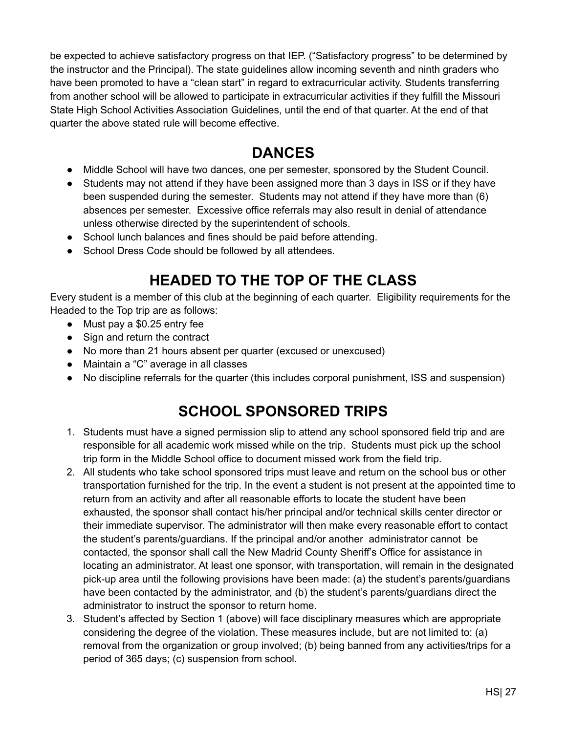be expected to achieve satisfactory progress on that IEP. ("Satisfactory progress" to be determined by the instructor and the Principal). The state guidelines allow incoming seventh and ninth graders who have been promoted to have a "clean start" in regard to extracurricular activity. Students transferring from another school will be allowed to participate in extracurricular activities if they fulfill the Missouri State High School Activities Association Guidelines, until the end of that quarter. At the end of that quarter the above stated rule will become effective.

## DANCES

- Middle School will have two dances, one per semester, sponsored by the Student Council.
- Students may not attend if they have been assigned more than 3 days in ISS or if they have been suspended during the semester. Students may not attend if they have more than (6) absences per semester. Excessive office referrals may also result in denial of attendance unless otherwise directed by the superintendent of schools.
- School lunch balances and fines should be paid before attending.
- School Dress Code should be followed by all attendees.

## HEADED TO THE TOP OF THE CLASS

Every student is a member of this club at the beginning of each quarter. Eligibility requirements for the Headed to the Top trip are as follows:

- Must pay a $0.25 entry fee
- Sign and return the contract
- No more than 21 hours absent per quarter (excused or unexcused)
- Maintain a "C" average in all classes
- No discipline referrals for the quarter (this includes corporal punishment, ISS and suspension)

## SCHOOL SPONSORED TRIPS

1. Students must have a signed permission slip to attend any school sponsored field trip and are responsible for all academic work missed while on the trip. Students must pick up the school trip form in the Middle School office to document missed work from the field trip.
2. All students who take school sponsored trips must leave and return on the school bus or other transportation furnished for the trip. In the event a student is not present at the appointed time to return from an activity and after all reasonable efforts to locate the student have been exhausted, the sponsor shall contact his/her principal and/or technical skills center director or their immediate supervisor. The administrator will then make every reasonable effort to contact the student's parents/guardians. If the principal and/or another administrator cannot be contacted, the sponsor shall call the New Madrid County Sheriff's Office for assistance in locating an administrator. At least one sponsor, with transportation, will remain in the designated pick-up area until the following provisions have been made: (a) the student's parents/guardians have been contacted by the administrator, and (b) the student's parents/guardians direct the administrator to instruct the sponsor to return home.
3. Student's affected by Section 1 (above) will face disciplinary measures which are appropriate considering the degree of the violation. These measures include, but are not limited to: (a) removal from the organization or group involved; (b) being banned from any activities/trips for a period of 365 days; (c) suspension from school.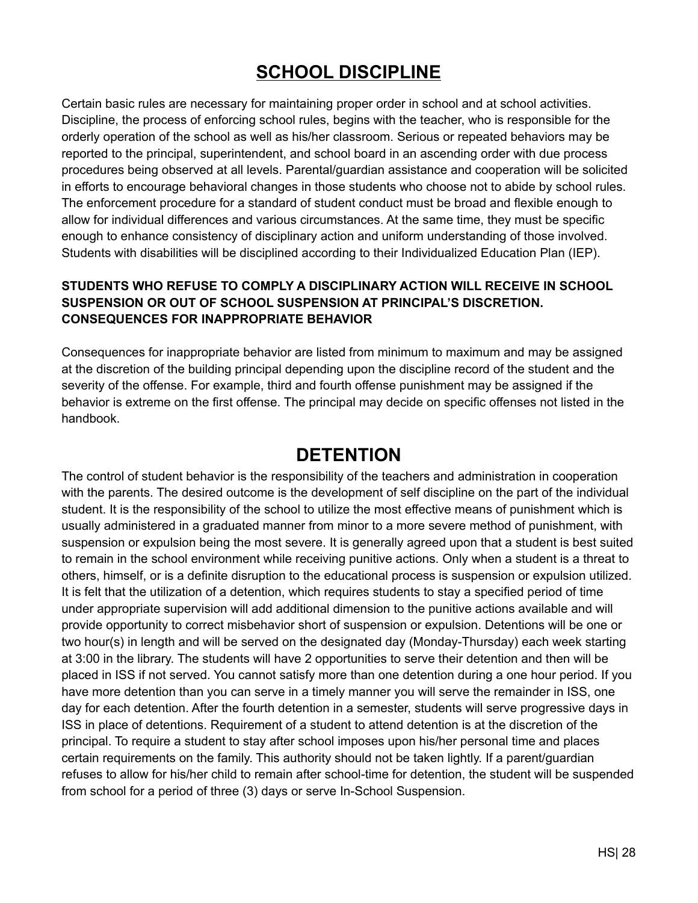# SCHOOL DISCIPLINE

Certain basic rules are necessary for maintaining proper order in school and at school activities. Discipline, the process of enforcing school rules, begins with the teacher, who is responsible for the orderly operation of the school as well as his/her classroom. Serious or repeated behaviors may be reported to the principal, superintendent, and school board in an ascending order with due process procedures being observed at all levels. Parental/guardian assistance and cooperation will be solicited in efforts to encourage behavioral changes in those students who choose not to abide by school rules. The enforcement procedure for a standard of student conduct must be broad and flexible enough to allow for individual differences and various circumstances. At the same time, they must be specific enough to enhance consistency of disciplinary action and uniform understanding of those involved. Students with disabilities will be disciplined according to their Individualized Education Plan (IEP).

**STUDENTS WHO REFUSE TO COMPLY A DISCIPLINARY ACTION WILL RECEIVE IN SCHOOL SUSPENSION OR OUT OF SCHOOL SUSPENSION AT PRINCIPAL'S DISCRETION.**
**CONSEQUENCES FOR INAPPROPRIATE BEHAVIOR**

Consequences for inappropriate behavior are listed from minimum to maximum and may be assigned at the discretion of the building principal depending upon the discipline record of the student and the severity of the offense. For example, third and fourth offense punishment may be assigned if the behavior is extreme on the first offense. The principal may decide on specific offenses not listed in the handbook.

# DETENTION

The control of student behavior is the responsibility of the teachers and administration in cooperation with the parents. The desired outcome is the development of self discipline on the part of the individual student. It is the responsibility of the school to utilize the most effective means of punishment which is usually administered in a graduated manner from minor to a more severe method of punishment, with suspension or expulsion being the most severe. It is generally agreed upon that a student is best suited to remain in the school environment while receiving punitive actions. Only when a student is a threat to others, himself, or is a definite disruption to the educational process is suspension or expulsion utilized. It is felt that the utilization of a detention, which requires students to stay a specified period of time under appropriate supervision will add additional dimension to the punitive actions available and will provide opportunity to correct misbehavior short of suspension or expulsion. Detentions will be one or two hour(s) in length and will be served on the designated day (Monday-Thursday) each week starting at 3:00 in the library. The students will have 2 opportunities to serve their detention and then will be placed in ISS if not served. You cannot satisfy more than one detention during a one hour period. If you have more detention than you can serve in a timely manner you will serve the remainder in ISS, one day for each detention. After the fourth detention in a semester, students will serve progressive days in ISS in place of detentions. Requirement of a student to attend detention is at the discretion of the principal. To require a student to stay after school imposes upon his/her personal time and places certain requirements on the family. This authority should not be taken lightly. If a parent/guardian refuses to allow for his/her child to remain after school-time for detention, the student will be suspended from school for a period of three (3) days or serve In-School Suspension.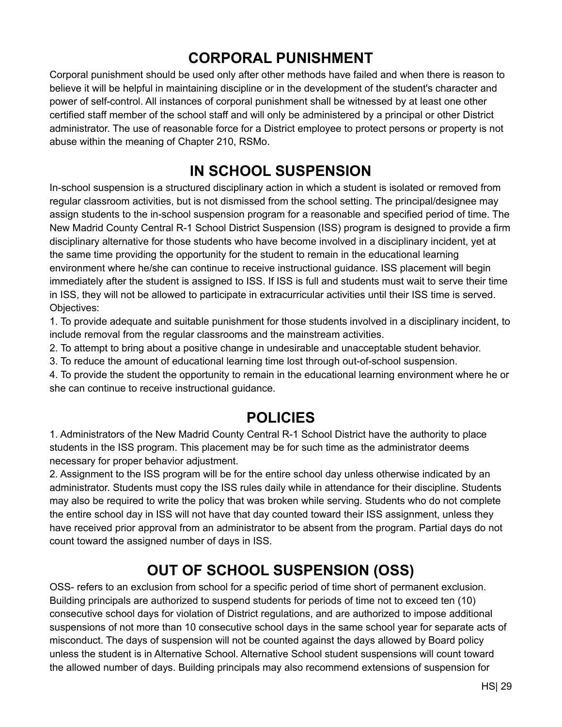# CORPORAL PUNISHMENT

Corporal punishment should be used only after other methods have failed and when there is reason to believe it will be helpful in maintaining discipline or in the development of the student's character and power of self-control. All instances of corporal punishment shall be witnessed by at least one other certified staff member of the school staff and will only be administered by a principal or other District administrator. The use of reasonable force for a District employee to protect persons or property is not abuse within the meaning of Chapter 210, RSMo.

# IN SCHOOL SUSPENSION

In-school suspension is a structured disciplinary action in which a student is isolated or removed from regular classroom activities, but is not dismissed from the school setting. The principal/designee may assign students to the in-school suspension program for a reasonable and specified period of time. The New Madrid County Central R-1 School District Suspension (ISS) program is designed to provide a firm disciplinary alternative for those students who have become involved in a disciplinary incident, yet at the same time providing the opportunity for the student to remain in the educational learning environment where he/she can continue to receive instructional guidance. ISS placement will begin immediately after the student is assigned to ISS. If ISS is full and students must wait to serve their time in ISS, they will not be allowed to participate in extracurricular activities until their ISS time is served.

Objectives:

1. To provide adequate and suitable punishment for those students involved in a disciplinary incident, to include removal from the regular classrooms and the mainstream activities.
2. To attempt to bring about a positive change in undesirable and unacceptable student behavior.
3. To reduce the amount of educational learning time lost through out-of-school suspension.
4. To provide the student the opportunity to remain in the educational learning environment where he or she can continue to receive instructional guidance.

# POLICIES

1. Administrators of the New Madrid County Central R-1 School District have the authority to place students in the ISS program. This placement may be for such time as the administrator deems necessary for proper behavior adjustment.
2. Assignment to the ISS program will be for the entire school day unless otherwise indicated by an administrator. Students must copy the ISS rules daily while in attendance for their discipline. Students may also be required to write the policy that was broken while serving. Students who do not complete the entire school day in ISS will not have that day counted toward their ISS assignment, unless they have received prior approval from an administrator to be absent from the program. Partial days do not count toward the assigned number of days in ISS.

# OUT OF SCHOOL SUSPENSION (OSS)

OSS- refers to an exclusion from school for a specific period of time short of permanent exclusion. Building principals are authorized to suspend students for periods of time not to exceed ten (10) consecutive school days for violation of District regulations, and are authorized to impose additional suspensions of not more than 10 consecutive school days in the same school year for separate acts of misconduct. The days of suspension will not be counted against the days allowed by Board policy unless the student is in Alternative School. Alternative School student suspensions will count toward the allowed number of days. Building principals may also recommend extensions of suspension for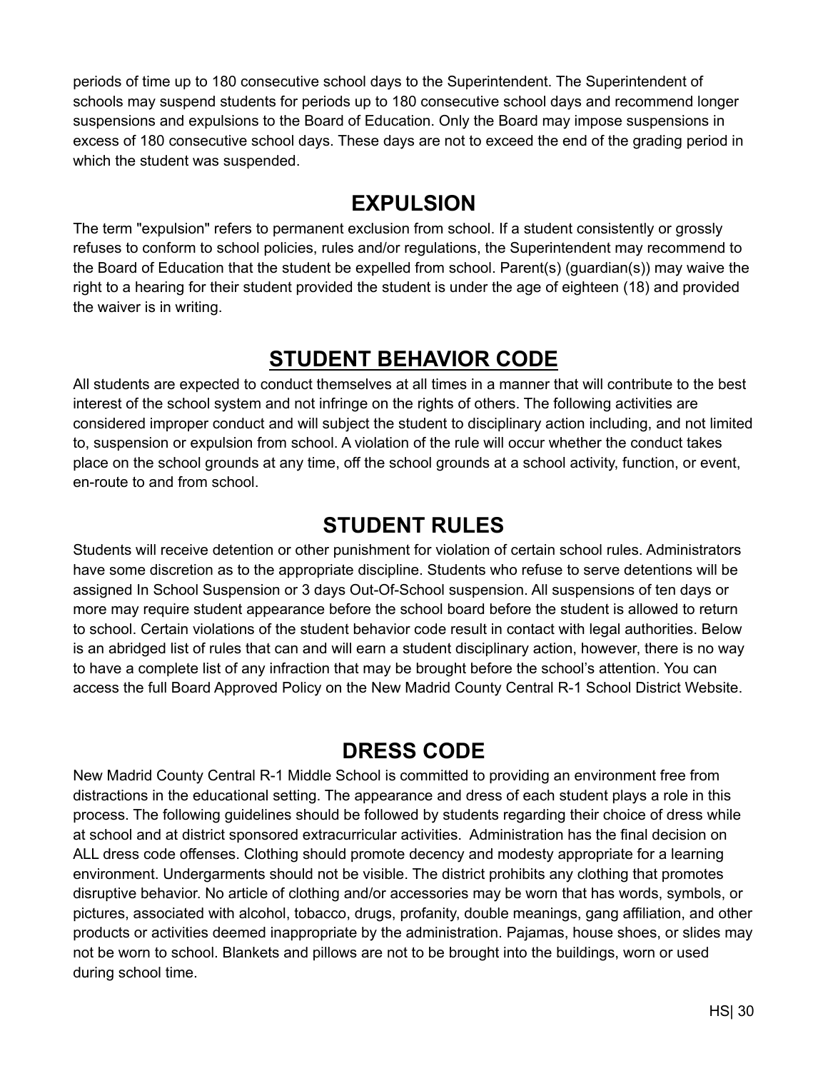periods of time up to 180 consecutive school days to the Superintendent. The Superintendent of schools may suspend students for periods up to 180 consecutive school days and recommend longer suspensions and expulsions to the Board of Education. Only the Board may impose suspensions in excess of 180 consecutive school days. These days are not to exceed the end of the grading period in which the student was suspended.

## EXPULSION

The term "expulsion" refers to permanent exclusion from school. If a student consistently or grossly refuses to conform to school policies, rules and/or regulations, the Superintendent may recommend to the Board of Education that the student be expelled from school. Parent(s) (guardian(s)) may waive the right to a hearing for their student provided the student is under the age of eighteen (18) and provided the waiver is in writing.

## STUDENT BEHAVIOR CODE

All students are expected to conduct themselves at all times in a manner that will contribute to the best interest of the school system and not infringe on the rights of others. The following activities are considered improper conduct and will subject the student to disciplinary action including, and not limited to, suspension or expulsion from school. A violation of the rule will occur whether the conduct takes place on the school grounds at any time, off the school grounds at a school activity, function, or event, en-route to and from school.

## STUDENT RULES

Students will receive detention or other punishment for violation of certain school rules. Administrators have some discretion as to the appropriate discipline. Students who refuse to serve detentions will be assigned In School Suspension or 3 days Out-Of-School suspension. All suspensions of ten days or more may require student appearance before the school board before the student is allowed to return to school. Certain violations of the student behavior code result in contact with legal authorities. Below is an abridged list of rules that can and will earn a student disciplinary action, however, there is no way to have a complete list of any infraction that may be brought before the school's attention. You can access the full Board Approved Policy on the New Madrid County Central R-1 School District Website.

## DRESS CODE

New Madrid County Central R-1 Middle School is committed to providing an environment free from distractions in the educational setting. The appearance and dress of each student plays a role in this process. The following guidelines should be followed by students regarding their choice of dress while at school and at district sponsored extracurricular activities. Administration has the final decision on ALL dress code offenses. Clothing should promote decency and modesty appropriate for a learning environment. Undergarments should not be visible. The district prohibits any clothing that promotes disruptive behavior. No article of clothing and/or accessories may be worn that has words, symbols, or pictures, associated with alcohol, tobacco, drugs, profanity, double meanings, gang affiliation, and other products or activities deemed inappropriate by the administration. Pajamas, house shoes, or slides may not be worn to school. Blankets and pillows are not to be brought into the buildings, worn or used during school time.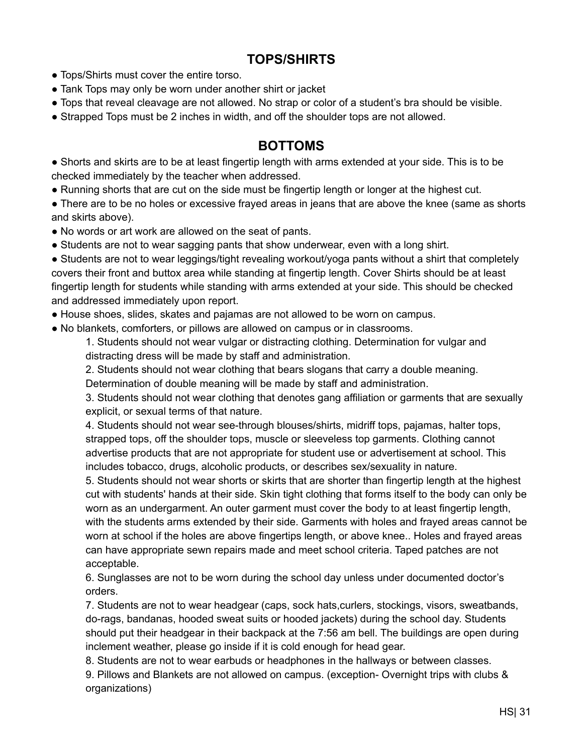## TOPS/SHIRTS

- Tops/Shirts must cover the entire torso.
- Tank Tops may only be worn under another shirt or jacket
- Tops that reveal cleavage are not allowed. No strap or color of a student's bra should be visible.
- Strapped Tops must be 2 inches in width, and off the shoulder tops are not allowed.

## BOTTOMS

- Shorts and skirts are to be at least fingertip length with arms extended at your side. This is to be checked immediately by the teacher when addressed.
- Running shorts that are cut on the side must be fingertip length or longer at the highest cut.
- There are to be no holes or excessive frayed areas in jeans that are above the knee (same as shorts and skirts above).
- No words or art work are allowed on the seat of pants.
- Students are not to wear sagging pants that show underwear, even with a long shirt.
- Students are not to wear leggings/tight revealing workout/yoga pants without a shirt that completely covers their front and buttox area while standing at fingertip length. Cover Shirts should be at least fingertip length for students while standing with arms extended at your side. This should be checked and addressed immediately upon report.
- House shoes, slides, skates and pajamas are not allowed to be worn on campus.
- No blankets, comforters, or pillows are allowed on campus or in classrooms.

    1. Students should not wear vulgar or distracting clothing. Determination for vulgar and distracting dress will be made by staff and administration.
    2. Students should not wear clothing that bears slogans that carry a double meaning. Determination of double meaning will be made by staff and administration.
    3. Students should not wear clothing that denotes gang affiliation or garments that are sexually explicit, or sexual terms of that nature.
    4. Students should not wear see-through blouses/shirts, midriff tops, pajamas, halter tops, strapped tops, off the shoulder tops, muscle or sleeveless top garments. Clothing cannot advertise products that are not appropriate for student use or advertisement at school. This includes tobacco, drugs, alcoholic products, or describes sex/sexuality in nature.
    5. Students should not wear shorts or skirts that are shorter than fingertip length at the highest cut with students' hands at their side. Skin tight clothing that forms itself to the body can only be worn as an undergarment. An outer garment must cover the body to at least fingertip length, with the students arms extended by their side. Garments with holes and frayed areas cannot be worn at school if the holes are above fingertips length, or above knee.. Holes and frayed areas can have appropriate sewn repairs made and meet school criteria. Taped patches are not acceptable.
    6. Sunglasses are not to be worn during the school day unless under documented doctor's orders.
    7. Students are not to wear headgear (caps, sock hats,curlers, stockings, visors, sweatbands, do-rags, bandanas, hooded sweat suits or hooded jackets) during the school day. Students should put their headgear in their backpack at the 7:56 am bell. The buildings are open during inclement weather, please go inside if it is cold enough for head gear.
    8. Students are not to wear earbuds or headphones in the hallways or between classes.
    9. Pillows and Blankets are not allowed on campus. (exception- Overnight trips with clubs & organizations)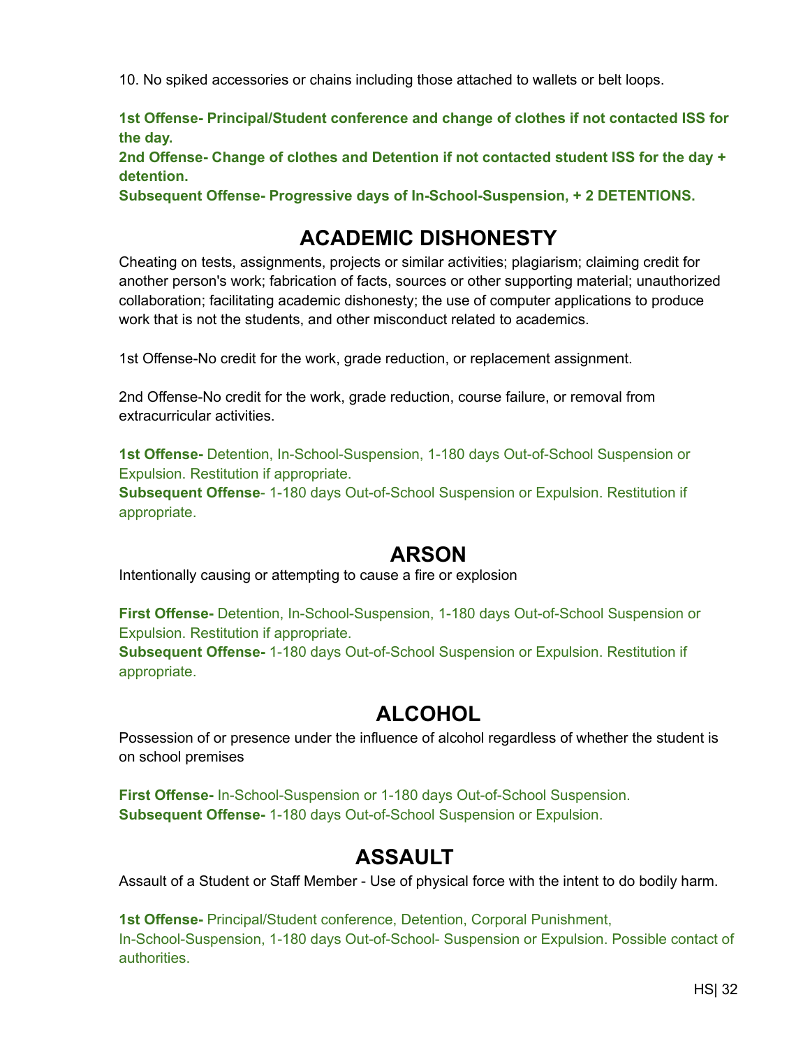10. No spiked accessories or chains including those attached to wallets or belt loops.

**1st Offense- Principal/Student conference and change of clothes if not contacted ISS for the day.**
**2nd Offense- Change of clothes and Detention if not contacted student ISS for the day + detention.**
**Subsequent Offense- Progressive days of In-School-Suspension, + 2 DETENTIONS.**

## ACADEMIC DISHONESTY

Cheating on tests, assignments, projects or similar activities; plagiarism; claiming credit for another person's work; fabrication of facts, sources or other supporting material; unauthorized collaboration; facilitating academic dishonesty; the use of computer applications to produce work that is not the students, and other misconduct related to academics.

1st Offense-No credit for the work, grade reduction, or replacement assignment.

2nd Offense-No credit for the work, grade reduction, course failure, or removal from extracurricular activities.

**1st Offense-** Detention, In-School-Suspension, 1-180 days Out-of-School Suspension or Expulsion. Restitution if appropriate.
**Subsequent Offense**- 1-180 days Out-of-School Suspension or Expulsion. Restitution if appropriate.

## ARSON

Intentionally causing or attempting to cause a fire or explosion

**First Offense-** Detention, In-School-Suspension, 1-180 days Out-of-School Suspension or Expulsion. Restitution if appropriate.
**Subsequent Offense-** 1-180 days Out-of-School Suspension or Expulsion. Restitution if appropriate.

## ALCOHOL

Possession of or presence under the influence of alcohol regardless of whether the student is on school premises

**First Offense-** In-School-Suspension or 1-180 days Out-of-School Suspension.
**Subsequent Offense-** 1-180 days Out-of-School Suspension or Expulsion.

## ASSAULT

Assault of a Student or Staff Member - Use of physical force with the intent to do bodily harm.

**1st Offense-** Principal/Student conference, Detention, Corporal Punishment, In-School-Suspension, 1-180 days Out-of-School- Suspension or Expulsion. Possible contact of authorities.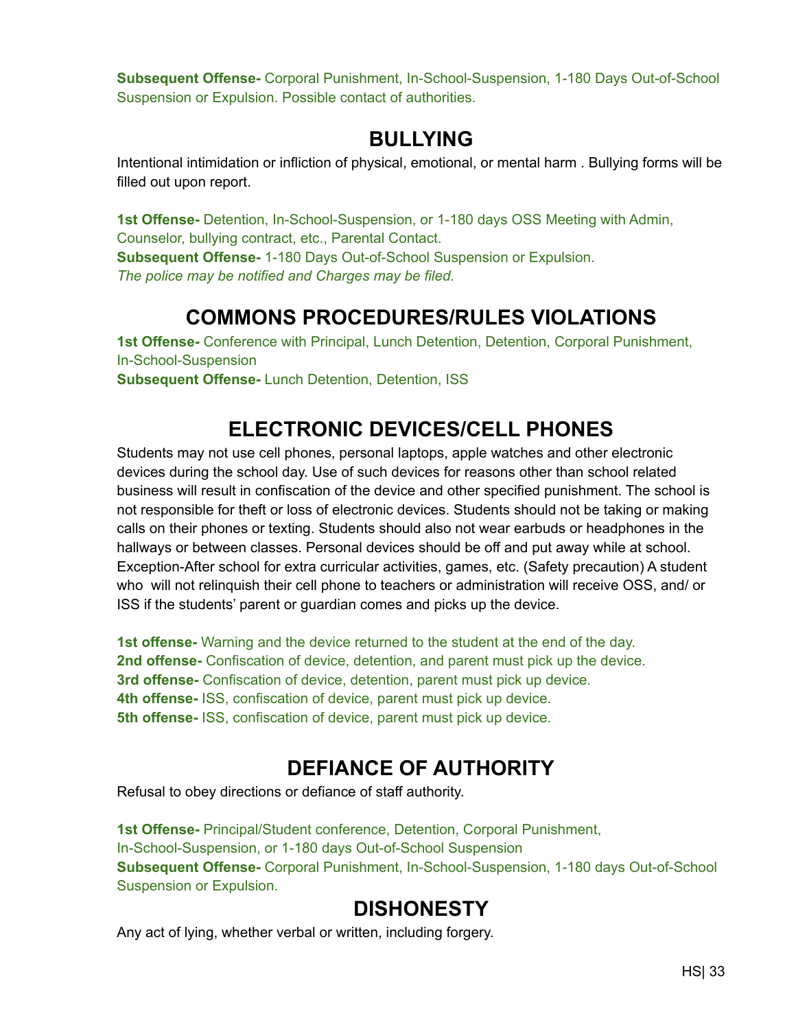**Subsequent Offense-** Corporal Punishment, In-School-Suspension, 1-180 Days Out-of-School Suspension or Expulsion. Possible contact of authorities.

## BULLYING

Intentional intimidation or infliction of physical, emotional, or mental harm . Bullying forms will be filled out upon report.

**1st Offense-** Detention, In-School-Suspension, or 1-180 days OSS Meeting with Admin, Counselor, bullying contract, etc., Parental Contact.
**Subsequent Offense-** 1-180 Days Out-of-School Suspension or Expulsion.
*The police may be notified and Charges may be filed.*

## COMMONS PROCEDURES/RULES VIOLATIONS

**1st Offense-** Conference with Principal, Lunch Detention, Detention, Corporal Punishment, In-School-Suspension
**Subsequent Offense-** Lunch Detention, Detention, ISS

## ELECTRONIC DEVICES/CELL PHONES

Students may not use cell phones, personal laptops, apple watches and other electronic devices during the school day. Use of such devices for reasons other than school related business will result in confiscation of the device and other specified punishment. The school is not responsible for theft or loss of electronic devices. Students should not be taking or making calls on their phones or texting. Students should also not wear earbuds or headphones in the hallways or between classes. Personal devices should be off and put away while at school. Exception-After school for extra curricular activities, games, etc. (Safety precaution) A student who will not relinquish their cell phone to teachers or administration will receive OSS, and/ or ISS if the students' parent or guardian comes and picks up the device.

**1st offense-** Warning and the device returned to the student at the end of the day.
**2nd offense-** Confiscation of device, detention, and parent must pick up the device.
**3rd offense-** Confiscation of device, detention, parent must pick up device.
**4th offense-** ISS, confiscation of device, parent must pick up device.
**5th offense-** ISS, confiscation of device, parent must pick up device.

## DEFIANCE OF AUTHORITY

Refusal to obey directions or defiance of staff authority.

**1st Offense-** Principal/Student conference, Detention, Corporal Punishment, In-School-Suspension, or 1-180 days Out-of-School Suspension
**Subsequent Offense-** Corporal Punishment, In-School-Suspension, 1-180 days Out-of-School Suspension or Expulsion.

## DISHONESTY

Any act of lying, whether verbal or written, including forgery.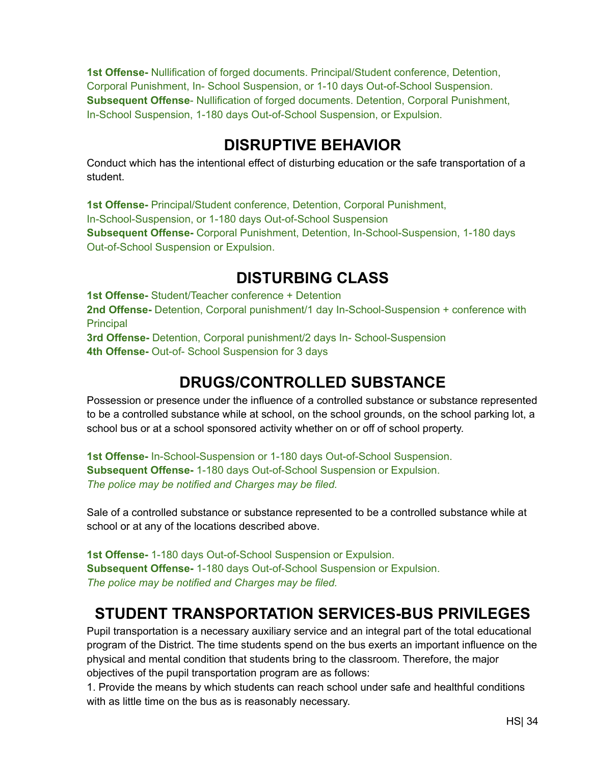**1st Offense-** Nullification of forged documents. Principal/Student conference, Detention, Corporal Punishment, In- School Suspension, or 1-10 days Out-of-School Suspension.
**Subsequent Offense**- Nullification of forged documents. Detention, Corporal Punishment, In-School Suspension, 1-180 days Out-of-School Suspension, or Expulsion.

## DISRUPTIVE BEHAVIOR

Conduct which has the intentional effect of disturbing education or the safe transportation of a student.

**1st Offense-** Principal/Student conference, Detention, Corporal Punishment, In-School-Suspension, or 1-180 days Out-of-School Suspension
**Subsequent Offense-** Corporal Punishment, Detention, In-School-Suspension, 1-180 days Out-of-School Suspension or Expulsion.

## DISTURBING CLASS

**1st Offense-** Student/Teacher conference + Detention
**2nd Offense-** Detention, Corporal punishment/1 day In-School-Suspension + conference with Principal
**3rd Offense-** Detention, Corporal punishment/2 days In- School-Suspension
**4th Offense-** Out-of- School Suspension for 3 days

## DRUGS/CONTROLLED SUBSTANCE

Possession or presence under the influence of a controlled substance or substance represented to be a controlled substance while at school, on the school grounds, on the school parking lot, a school bus or at a school sponsored activity whether on or off of school property.

**1st Offense-** In-School-Suspension or 1-180 days Out-of-School Suspension.
**Subsequent Offense-** 1-180 days Out-of-School Suspension or Expulsion.
*The police may be notified and Charges may be filed.*

Sale of a controlled substance or substance represented to be a controlled substance while at school or at any of the locations described above.

**1st Offense-** 1-180 days Out-of-School Suspension or Expulsion.
**Subsequent Offense-** 1-180 days Out-of-School Suspension or Expulsion.
*The police may be notified and Charges may be filed.*

## STUDENT TRANSPORTATION SERVICES-BUS PRIVILEGES

Pupil transportation is a necessary auxiliary service and an integral part of the total educational program of the District. The time students spend on the bus exerts an important influence on the physical and mental condition that students bring to the classroom. Therefore, the major objectives of the pupil transportation program are as follows:

1. Provide the means by which students can reach school under safe and healthful conditions with as little time on the bus as is reasonably necessary.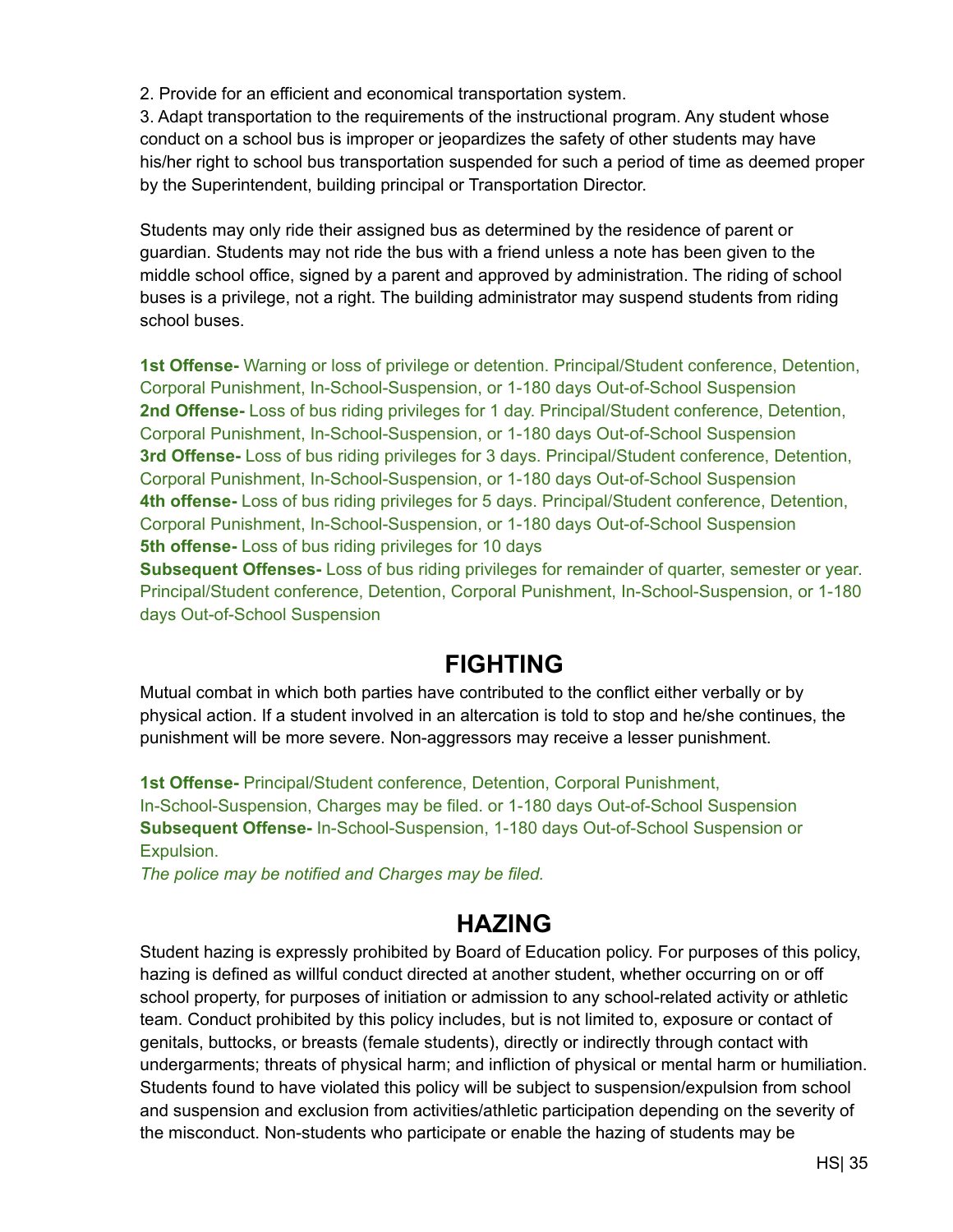2. Provide for an efficient and economical transportation system.
3. Adapt transportation to the requirements of the instructional program. Any student whose conduct on a school bus is improper or jeopardizes the safety of other students may have his/her right to school bus transportation suspended for such a period of time as deemed proper by the Superintendent, building principal or Transportation Director.

Students may only ride their assigned bus as determined by the residence of parent or guardian. Students may not ride the bus with a friend unless a note has been given to the middle school office, signed by a parent and approved by administration. The riding of school buses is a privilege, not a right. The building administrator may suspend students from riding school buses.

**1st Offense-** Warning or loss of privilege or detention. Principal/Student conference, Detention, Corporal Punishment, In-School-Suspension, or 1-180 days Out-of-School Suspension
**2nd Offense-** Loss of bus riding privileges for 1 day. Principal/Student conference, Detention, Corporal Punishment, In-School-Suspension, or 1-180 days Out-of-School Suspension
**3rd Offense-** Loss of bus riding privileges for 3 days. Principal/Student conference, Detention, Corporal Punishment, In-School-Suspension, or 1-180 days Out-of-School Suspension
**4th offense-** Loss of bus riding privileges for 5 days. Principal/Student conference, Detention, Corporal Punishment, In-School-Suspension, or 1-180 days Out-of-School Suspension
**5th offense-** Loss of bus riding privileges for 10 days
**Subsequent Offenses-** Loss of bus riding privileges for remainder of quarter, semester or year. Principal/Student conference, Detention, Corporal Punishment, In-School-Suspension, or 1-180 days Out-of-School Suspension

## FIGHTING

Mutual combat in which both parties have contributed to the conflict either verbally or by physical action. If a student involved in an altercation is told to stop and he/she continues, the punishment will be more severe. Non-aggressors may receive a lesser punishment.

**1st Offense-** Principal/Student conference, Detention, Corporal Punishment, In-School-Suspension, Charges may be filed. or 1-180 days Out-of-School Suspension
**Subsequent Offense-** In-School-Suspension, 1-180 days Out-of-School Suspension or Expulsion.
*The police may be notified and Charges may be filed.*

## HAZING

Student hazing is expressly prohibited by Board of Education policy. For purposes of this policy, hazing is defined as willful conduct directed at another student, whether occurring on or off school property, for purposes of initiation or admission to any school-related activity or athletic team. Conduct prohibited by this policy includes, but is not limited to, exposure or contact of genitals, buttocks, or breasts (female students), directly or indirectly through contact with undergarments; threats of physical harm; and infliction of physical or mental harm or humiliation. Students found to have violated this policy will be subject to suspension/expulsion from school and suspension and exclusion from activities/athletic participation depending on the severity of the misconduct. Non-students who participate or enable the hazing of students may be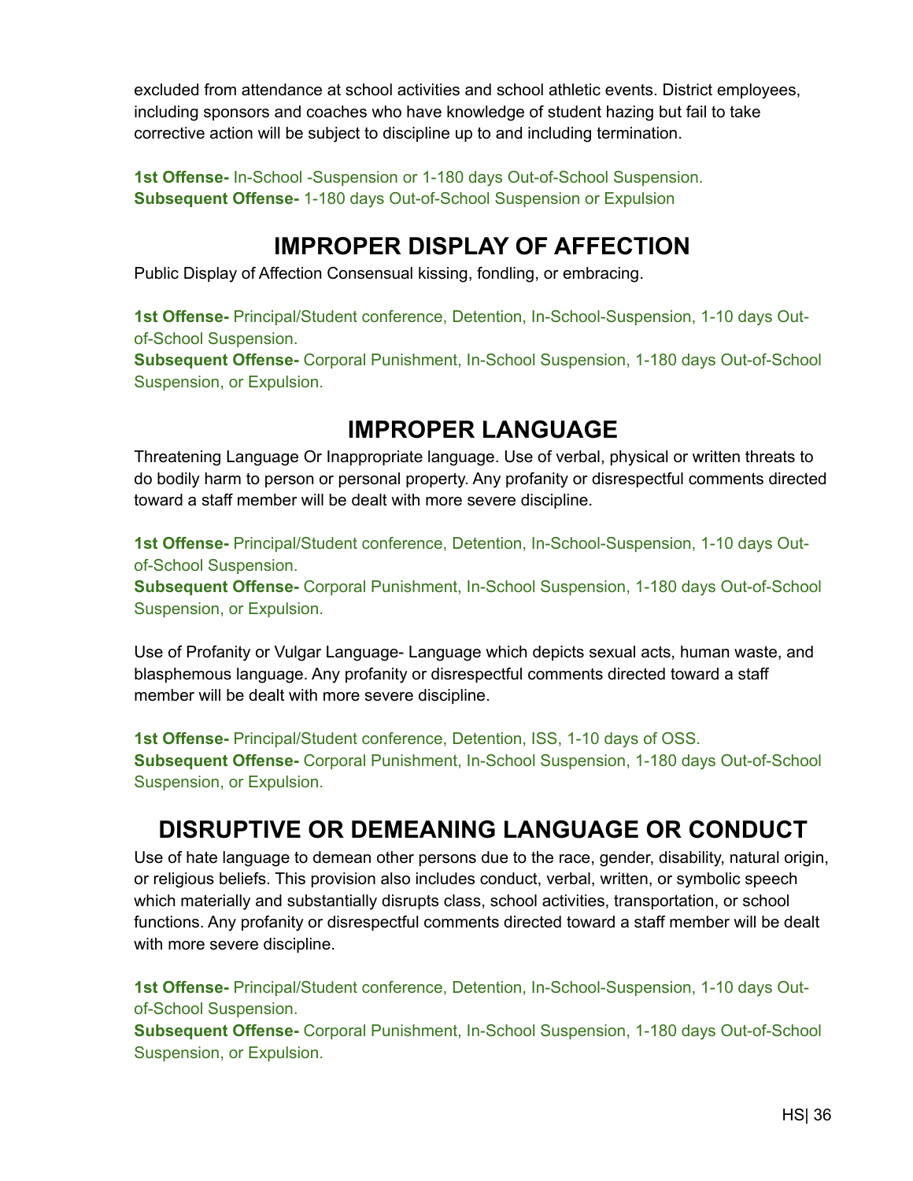excluded from attendance at school activities and school athletic events. District employees, including sponsors and coaches who have knowledge of student hazing but fail to take corrective action will be subject to discipline up to and including termination.

**1st Offense-** In-School -Suspension or 1-180 days Out-of-School Suspension.
**Subsequent Offense-** 1-180 days Out-of-School Suspension or Expulsion

## IMPROPER DISPLAY OF AFFECTION

Public Display of Affection Consensual kissing, fondling, or embracing.

**1st Offense-** Principal/Student conference, Detention, In-School-Suspension, 1-10 days Out-of-School Suspension.
**Subsequent Offense-** Corporal Punishment, In-School Suspension, 1-180 days Out-of-School Suspension, or Expulsion.

## IMPROPER LANGUAGE

Threatening Language Or Inappropriate language. Use of verbal, physical or written threats to do bodily harm to person or personal property. Any profanity or disrespectful comments directed toward a staff member will be dealt with more severe discipline.

**1st Offense-** Principal/Student conference, Detention, In-School-Suspension, 1-10 days Out-of-School Suspension.
**Subsequent Offense-** Corporal Punishment, In-School Suspension, 1-180 days Out-of-School Suspension, or Expulsion.

Use of Profanity or Vulgar Language- Language which depicts sexual acts, human waste, and blasphemous language. Any profanity or disrespectful comments directed toward a staff member will be dealt with more severe discipline.

**1st Offense-** Principal/Student conference, Detention, ISS, 1-10 days of OSS.
**Subsequent Offense-** Corporal Punishment, In-School Suspension, 1-180 days Out-of-School Suspension, or Expulsion.

## DISRUPTIVE OR DEMEANING LANGUAGE OR CONDUCT

Use of hate language to demean other persons due to the race, gender, disability, natural origin, or religious beliefs. This provision also includes conduct, verbal, written, or symbolic speech which materially and substantially disrupts class, school activities, transportation, or school functions. Any profanity or disrespectful comments directed toward a staff member will be dealt with more severe discipline.

**1st Offense-** Principal/Student conference, Detention, In-School-Suspension, 1-10 days Out-of-School Suspension.
**Subsequent Offense-** Corporal Punishment, In-School Suspension, 1-180 days Out-of-School Suspension, or Expulsion.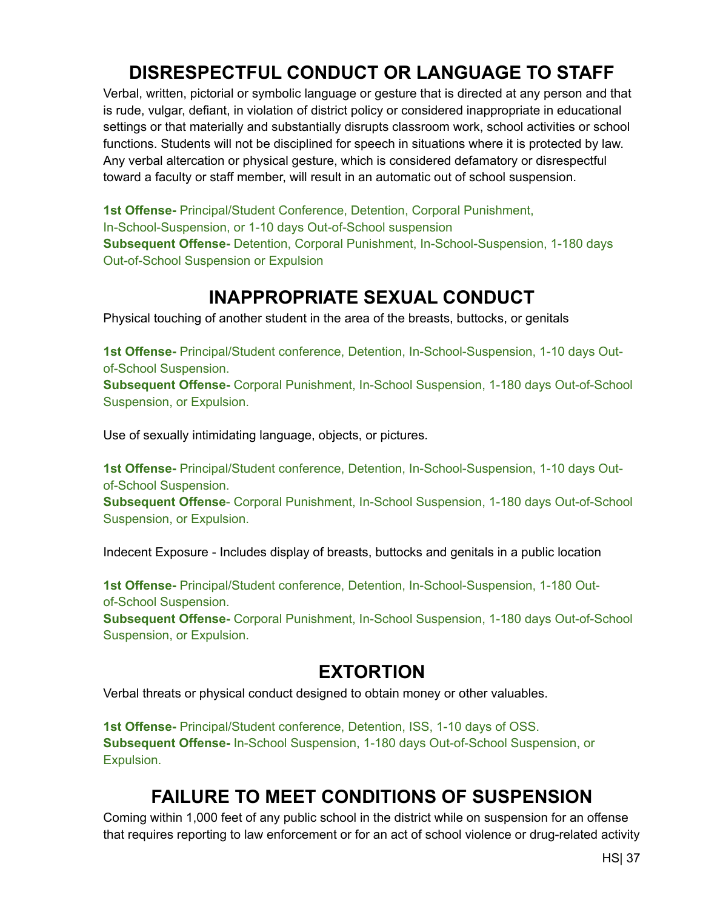## DISRESPECTFUL CONDUCT OR LANGUAGE TO STAFF

Verbal, written, pictorial or symbolic language or gesture that is directed at any person and that is rude, vulgar, defiant, in violation of district policy or considered inappropriate in educational settings or that materially and substantially disrupts classroom work, school activities or school functions. Students will not be disciplined for speech in situations where it is protected by law. Any verbal altercation or physical gesture, which is considered defamatory or disrespectful toward a faculty or staff member, will result in an automatic out of school suspension.

**1st Offense-** Principal/Student Conference, Detention, Corporal Punishment, In-School-Suspension, or 1-10 days Out-of-School suspension
**Subsequent Offense-** Detention, Corporal Punishment, In-School-Suspension, 1-180 days Out-of-School Suspension or Expulsion

## INAPPROPRIATE SEXUAL CONDUCT

Physical touching of another student in the area of the breasts, buttocks, or genitals

**1st Offense-** Principal/Student conference, Detention, In-School-Suspension, 1-10 days Out-of-School Suspension.
**Subsequent Offense-** Corporal Punishment, In-School Suspension, 1-180 days Out-of-School Suspension, or Expulsion.

Use of sexually intimidating language, objects, or pictures.

**1st Offense-** Principal/Student conference, Detention, In-School-Suspension, 1-10 days Out-of-School Suspension.
**Subsequent Offense**- Corporal Punishment, In-School Suspension, 1-180 days Out-of-School Suspension, or Expulsion.

Indecent Exposure - Includes display of breasts, buttocks and genitals in a public location

**1st Offense-** Principal/Student conference, Detention, In-School-Suspension, 1-180 Out-of-School Suspension.
**Subsequent Offense-** Corporal Punishment, In-School Suspension, 1-180 days Out-of-School Suspension, or Expulsion.

## EXTORTION

Verbal threats or physical conduct designed to obtain money or other valuables.

**1st Offense-** Principal/Student conference, Detention, ISS, 1-10 days of OSS.
**Subsequent Offense-** In-School Suspension, 1-180 days Out-of-School Suspension, or Expulsion.

## FAILURE TO MEET CONDITIONS OF SUSPENSION

Coming within 1,000 feet of any public school in the district while on suspension for an offense that requires reporting to law enforcement or for an act of school violence or drug-related activity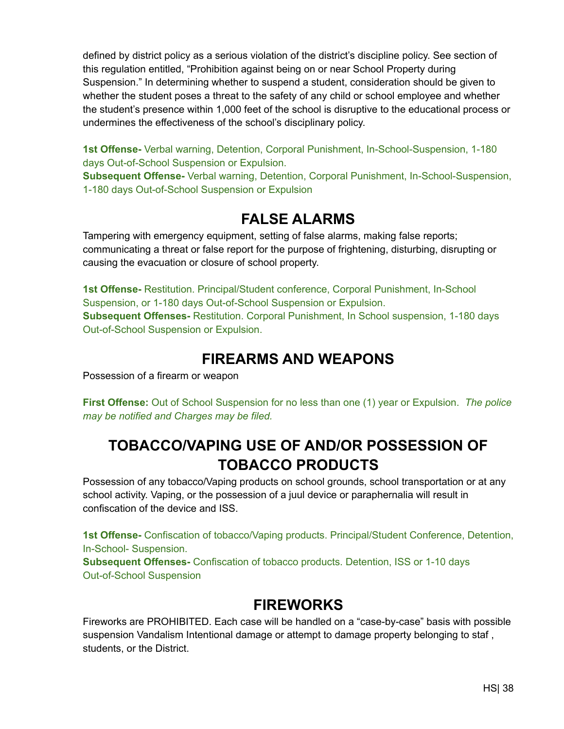defined by district policy as a serious violation of the district's discipline policy. See section of this regulation entitled, "Prohibition against being on or near School Property during Suspension." In determining whether to suspend a student, consideration should be given to whether the student poses a threat to the safety of any child or school employee and whether the student's presence within 1,000 feet of the school is disruptive to the educational process or undermines the effectiveness of the school's disciplinary policy.

**1st Offense-** Verbal warning, Detention, Corporal Punishment, In-School-Suspension, 1-180 days Out-of-School Suspension or Expulsion.
**Subsequent Offense-** Verbal warning, Detention, Corporal Punishment, In-School-Suspension, 1-180 days Out-of-School Suspension or Expulsion

## FALSE ALARMS

Tampering with emergency equipment, setting of false alarms, making false reports; communicating a threat or false report for the purpose of frightening, disturbing, disrupting or causing the evacuation or closure of school property.

**1st Offense-** Restitution. Principal/Student conference, Corporal Punishment, In-School Suspension, or 1-180 days Out-of-School Suspension or Expulsion.
**Subsequent Offenses-** Restitution. Corporal Punishment, In School suspension, 1-180 days Out-of-School Suspension or Expulsion.

## FIREARMS AND WEAPONS

Possession of a firearm or weapon

**First Offense:** Out of School Suspension for no less than one (1) year or Expulsion. *The police may be notified and Charges may be filed.*

## TOBACCO/VAPING USE OF AND/OR POSSESSION OF TOBACCO PRODUCTS

Possession of any tobacco/Vaping products on school grounds, school transportation or at any school activity. Vaping, or the possession of a juul device or paraphernalia will result in confiscation of the device and ISS.

**1st Offense-** Confiscation of tobacco/Vaping products. Principal/Student Conference, Detention, In-School- Suspension.
**Subsequent Offenses-** Confiscation of tobacco products. Detention, ISS or 1-10 days Out-of-School Suspension

## FIREWORKS

Fireworks are PROHIBITED. Each case will be handled on a "case-by-case" basis with possible suspension Vandalism Intentional damage or attempt to damage property belonging to staf , students, or the District.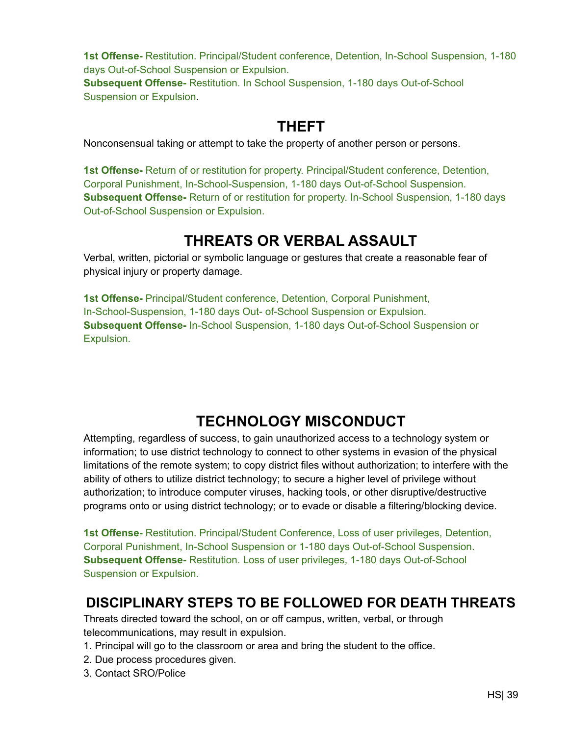**1st Offense-** Restitution. Principal/Student conference, Detention, In-School Suspension, 1-180 days Out-of-School Suspension or Expulsion.
**Subsequent Offense-** Restitution. In School Suspension, 1-180 days Out-of-School Suspension or Expulsion.

## THEFT

Nonconsensual taking or attempt to take the property of another person or persons.

**1st Offense-** Return of or restitution for property. Principal/Student conference, Detention, Corporal Punishment, In-School-Suspension, 1-180 days Out-of-School Suspension.
**Subsequent Offense-** Return of or restitution for property. In-School Suspension, 1-180 days Out-of-School Suspension or Expulsion.

## THREATS OR VERBAL ASSAULT

Verbal, written, pictorial or symbolic language or gestures that create a reasonable fear of physical injury or property damage.

**1st Offense-** Principal/Student conference, Detention, Corporal Punishment, In-School-Suspension, 1-180 days Out- of-School Suspension or Expulsion.
**Subsequent Offense-** In-School Suspension, 1-180 days Out-of-School Suspension or Expulsion.

## TECHNOLOGY MISCONDUCT

Attempting, regardless of success, to gain unauthorized access to a technology system or information; to use district technology to connect to other systems in evasion of the physical limitations of the remote system; to copy district files without authorization; to interfere with the ability of others to utilize district technology; to secure a higher level of privilege without authorization; to introduce computer viruses, hacking tools, or other disruptive/destructive programs onto or using district technology; or to evade or disable a filtering/blocking device.

**1st Offense-** Restitution. Principal/Student Conference, Loss of user privileges, Detention, Corporal Punishment, In-School Suspension or 1-180 days Out-of-School Suspension.
**Subsequent Offense-** Restitution. Loss of user privileges, 1-180 days Out-of-School Suspension or Expulsion.

## DISCIPLINARY STEPS TO BE FOLLOWED FOR DEATH THREATS

Threats directed toward the school, on or off campus, written, verbal, or through telecommunications, may result in expulsion.

1. Principal will go to the classroom or area and bring the student to the office.
2. Due process procedures given.
3. Contact SRO/Police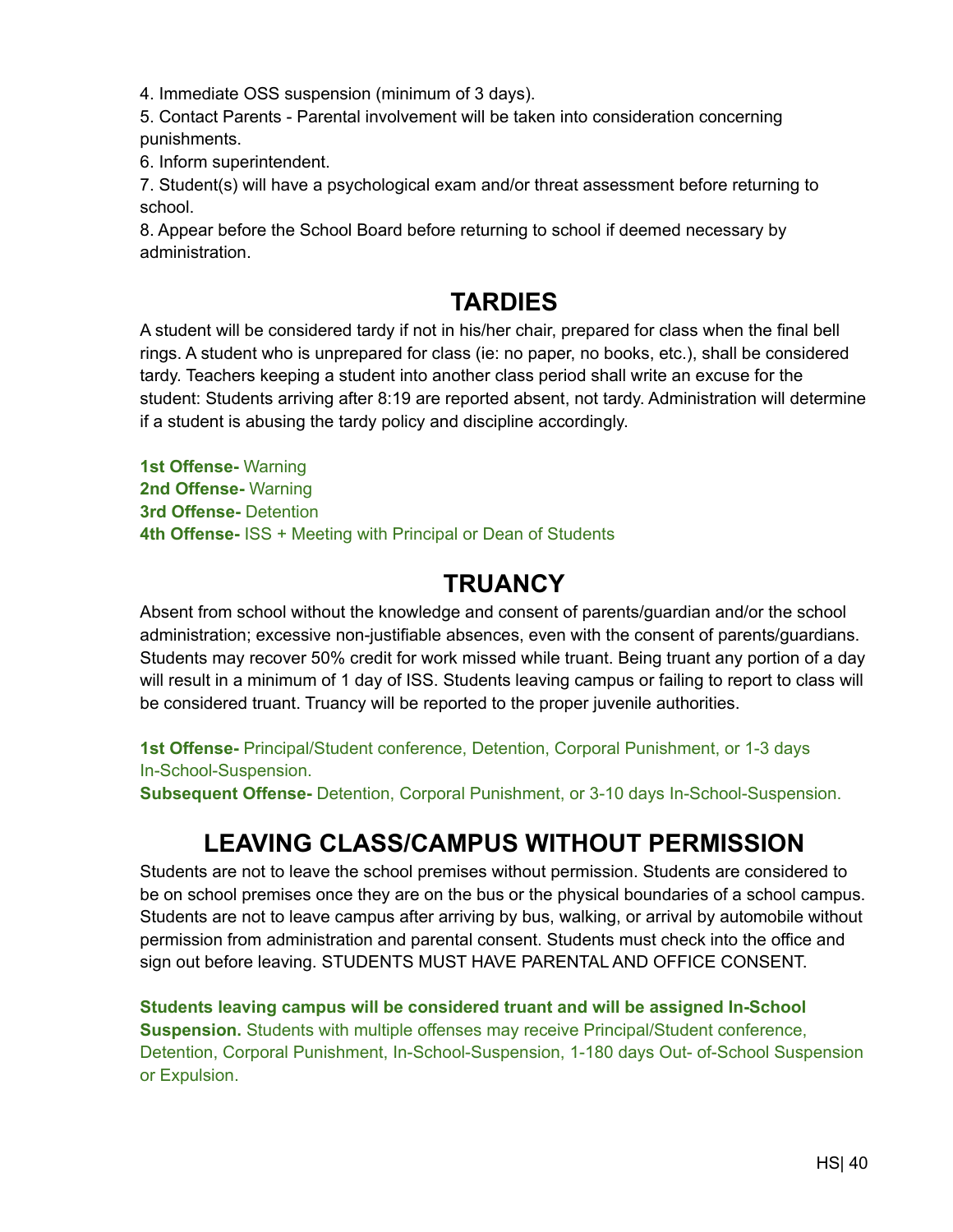4. Immediate OSS suspension (minimum of 3 days).
5. Contact Parents - Parental involvement will be taken into consideration concerning punishments.
6. Inform superintendent.
7. Student(s) will have a psychological exam and/or threat assessment before returning to school.
8. Appear before the School Board before returning to school if deemed necessary by administration.

## TARDIES

A student will be considered tardy if not in his/her chair, prepared for class when the final bell rings. A student who is unprepared for class (ie: no paper, no books, etc.), shall be considered tardy. Teachers keeping a student into another class period shall write an excuse for the student: Students arriving after 8:19 are reported absent, not tardy. Administration will determine if a student is abusing the tardy policy and discipline accordingly.

**1st Offense-** Warning
**2nd Offense-** Warning
**3rd Offense-** Detention
**4th Offense-** ISS + Meeting with Principal or Dean of Students

## TRUANCY

Absent from school without the knowledge and consent of parents/guardian and/or the school administration; excessive non-justifiable absences, even with the consent of parents/guardians. Students may recover 50% credit for work missed while truant. Being truant any portion of a day will result in a minimum of 1 day of ISS. Students leaving campus or failing to report to class will be considered truant. Truancy will be reported to the proper juvenile authorities.

**1st Offense-** Principal/Student conference, Detention, Corporal Punishment, or 1-3 days In-School-Suspension.
**Subsequent Offense-** Detention, Corporal Punishment, or 3-10 days In-School-Suspension.

## LEAVING CLASS/CAMPUS WITHOUT PERMISSION

Students are not to leave the school premises without permission. Students are considered to be on school premises once they are on the bus or the physical boundaries of a school campus. Students are not to leave campus after arriving by bus, walking, or arrival by automobile without permission from administration and parental consent. Students must check into the office and sign out before leaving. STUDENTS MUST HAVE PARENTAL AND OFFICE CONSENT.

**Students leaving campus will be considered truant and will be assigned In-School Suspension.** Students with multiple offenses may receive Principal/Student conference, Detention, Corporal Punishment, In-School-Suspension, 1-180 days Out- of-School Suspension or Expulsion.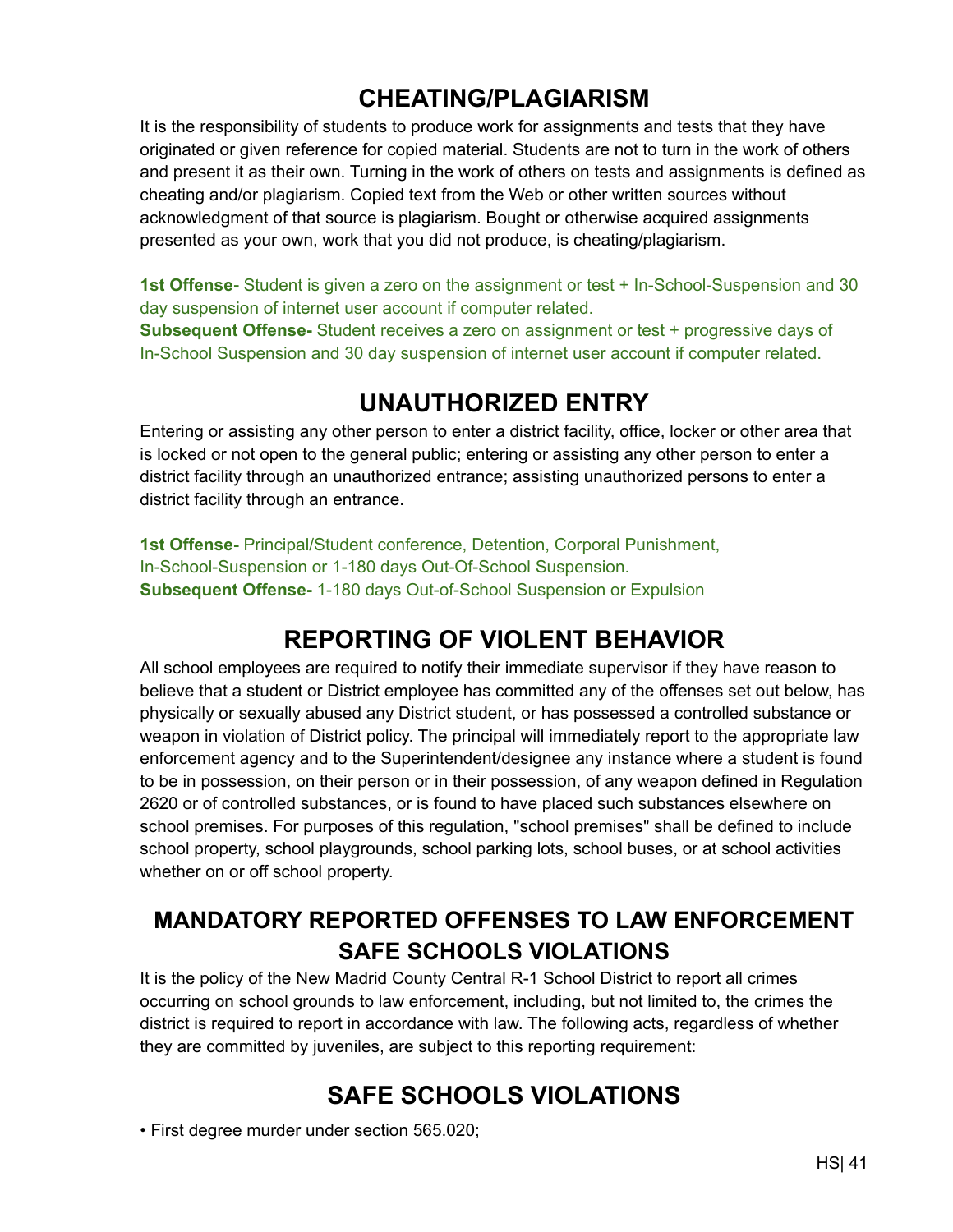## CHEATING/PLAGIARISM

It is the responsibility of students to produce work for assignments and tests that they have originated or given reference for copied material. Students are not to turn in the work of others and present it as their own. Turning in the work of others on tests and assignments is defined as cheating and/or plagiarism. Copied text from the Web or other written sources without acknowledgment of that source is plagiarism. Bought or otherwise acquired assignments presented as your own, work that you did not produce, is cheating/plagiarism.

**1st Offense-** Student is given a zero on the assignment or test + In-School-Suspension and 30 day suspension of internet user account if computer related.
**Subsequent Offense-** Student receives a zero on assignment or test + progressive days of In-School Suspension and 30 day suspension of internet user account if computer related.

## UNAUTHORIZED ENTRY

Entering or assisting any other person to enter a district facility, office, locker or other area that is locked or not open to the general public; entering or assisting any other person to enter a district facility through an unauthorized entrance; assisting unauthorized persons to enter a district facility through an entrance.

**1st Offense-** Principal/Student conference, Detention, Corporal Punishment, In-School-Suspension or 1-180 days Out-Of-School Suspension.
**Subsequent Offense-** 1-180 days Out-of-School Suspension or Expulsion

## REPORTING OF VIOLENT BEHAVIOR

All school employees are required to notify their immediate supervisor if they have reason to believe that a student or District employee has committed any of the offenses set out below, has physically or sexually abused any District student, or has possessed a controlled substance or weapon in violation of District policy. The principal will immediately report to the appropriate law enforcement agency and to the Superintendent/designee any instance where a student is found to be in possession, on their person or in their possession, of any weapon defined in Regulation 2620 or of controlled substances, or is found to have placed such substances elsewhere on school premises. For purposes of this regulation, "school premises" shall be defined to include school property, school playgrounds, school parking lots, school buses, or at school activities whether on or off school property.

## MANDATORY REPORTED OFFENSES TO LAW ENFORCEMENT SAFE SCHOOLS VIOLATIONS

It is the policy of the New Madrid County Central R-1 School District to report all crimes occurring on school grounds to law enforcement, including, but not limited to, the crimes the district is required to report in accordance with law. The following acts, regardless of whether they are committed by juveniles, are subject to this reporting requirement:

## SAFE SCHOOLS VIOLATIONS

- First degree murder under section 565.020;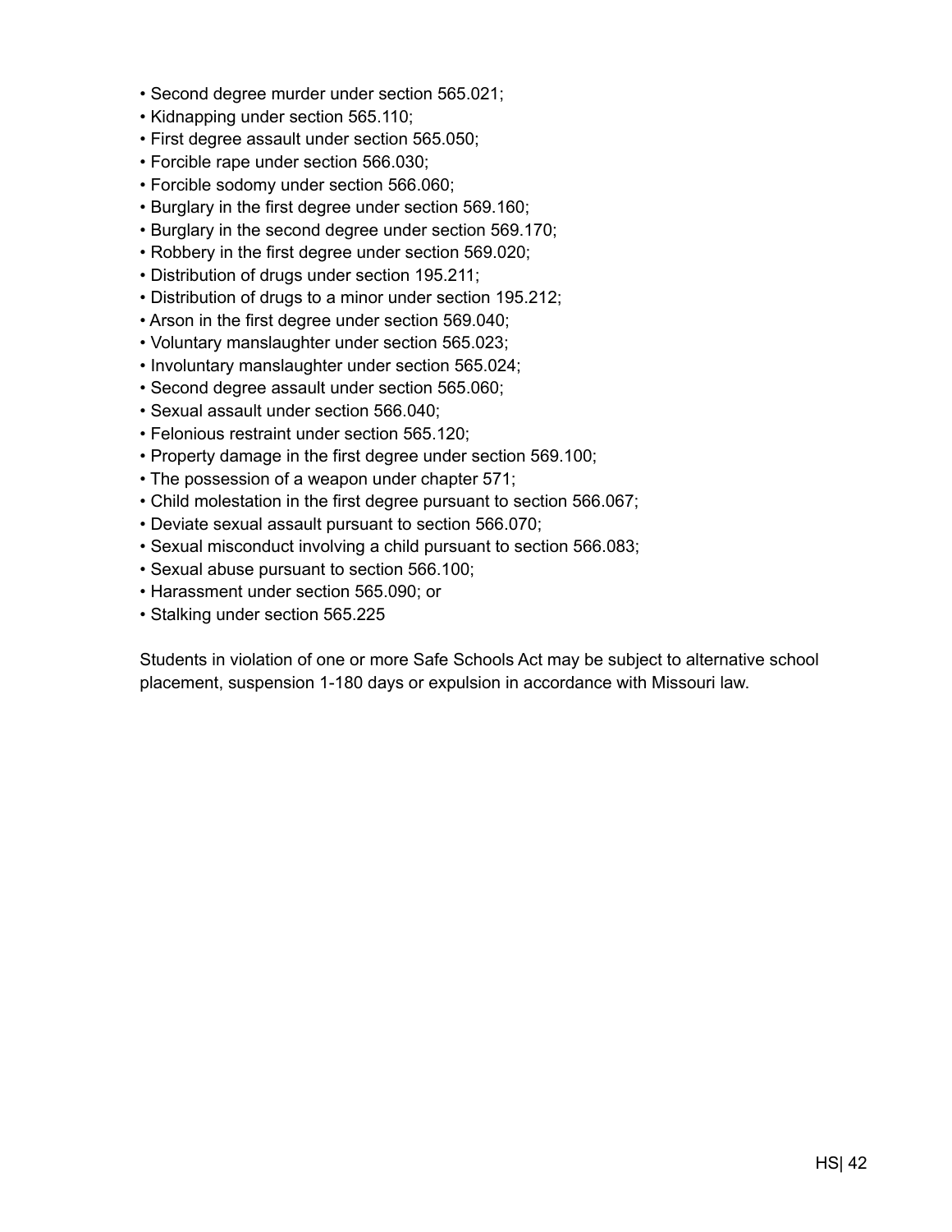- Second degree murder under section 565.021;
- Kidnapping under section 565.110;
- First degree assault under section 565.050;
- Forcible rape under section 566.030;
- Forcible sodomy under section 566.060;
- Burglary in the first degree under section 569.160;
- Burglary in the second degree under section 569.170;
- Robbery in the first degree under section 569.020;
- Distribution of drugs under section 195.211;
- Distribution of drugs to a minor under section 195.212;
- Arson in the first degree under section 569.040;
- Voluntary manslaughter under section 565.023;
- Involuntary manslaughter under section 565.024;
- Second degree assault under section 565.060;
- Sexual assault under section 566.040;
- Felonious restraint under section 565.120;
- Property damage in the first degree under section 569.100;
- The possession of a weapon under chapter 571;
- Child molestation in the first degree pursuant to section 566.067;
- Deviate sexual assault pursuant to section 566.070;
- Sexual misconduct involving a child pursuant to section 566.083;
- Sexual abuse pursuant to section 566.100;
- Harassment under section 565.090; or
- Stalking under section 565.225

Students in violation of one or more Safe Schools Act may be subject to alternative school placement, suspension 1-180 days or expulsion in accordance with Missouri law.